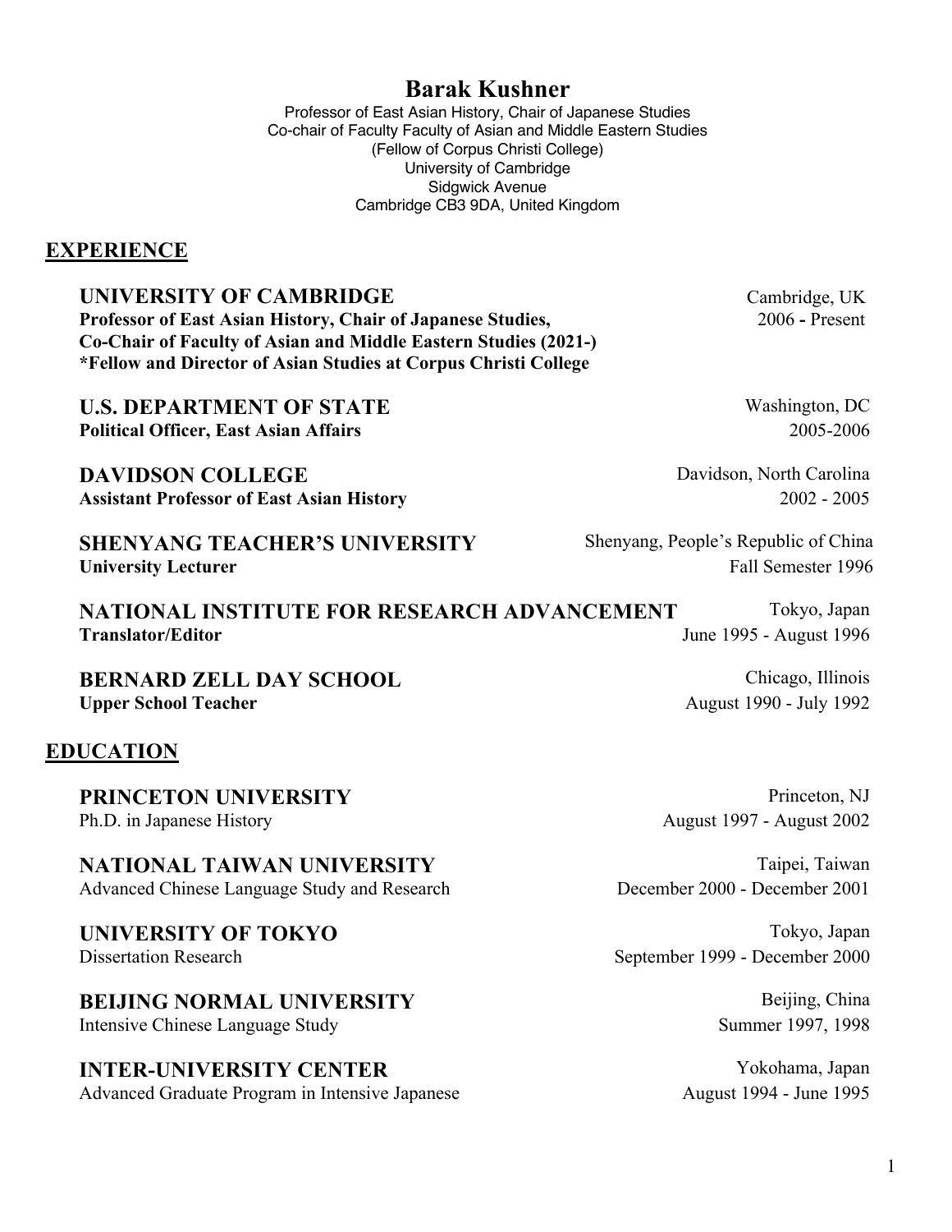# Barak Kushner

Professor of East Asian History, Chair of Japanese Studies
Co-chair of Faculty Faculty of Asian and Middle Eastern Studies
(Fellow of Corpus Christi College)
University of Cambridge
Sidgwick Avenue
Cambridge CB3 9DA, United Kingdom

## EXPERIENCE

**UNIVERSITY OF CAMBRIDGE** — Cambridge, UK
**Professor of East Asian History, Chair of Japanese Studies,** — 2006 - Present
**Co-Chair of Faculty of Asian and Middle Eastern Studies (2021-)**
***Fellow and Director of Asian Studies at Corpus Christi College**

**U.S. DEPARTMENT OF STATE** — Washington, DC
**Political Officer, East Asian Affairs** — 2005-2006

**DAVIDSON COLLEGE** — Davidson, North Carolina
**Assistant Professor of East Asian History** — 2002 - 2005

**SHENYANG TEACHER'S UNIVERSITY** — Shenyang, People's Republic of China
**University Lecturer** — Fall Semester 1996

**NATIONAL INSTITUTE FOR RESEARCH ADVANCEMENT** — Tokyo, Japan
**Translator/Editor** — June 1995 - August 1996

**BERNARD ZELL DAY SCHOOL** — Chicago, Illinois
**Upper School Teacher** — August 1990 - July 1992

## EDUCATION

**PRINCETON UNIVERSITY** — Princeton, NJ
Ph.D. in Japanese History — August 1997 - August 2002

**NATIONAL TAIWAN UNIVERSITY** — Taipei, Taiwan
Advanced Chinese Language Study and Research — December 2000 - December 2001

**UNIVERSITY OF TOKYO** — Tokyo, Japan
Dissertation Research — September 1999 - December 2000

**BEIJING NORMAL UNIVERSITY** — Beijing, China
Intensive Chinese Language Study — Summer 1997, 1998

**INTER-UNIVERSITY CENTER** — Yokohama, Japan
Advanced Graduate Program in Intensive Japanese — August 1994 - June 1995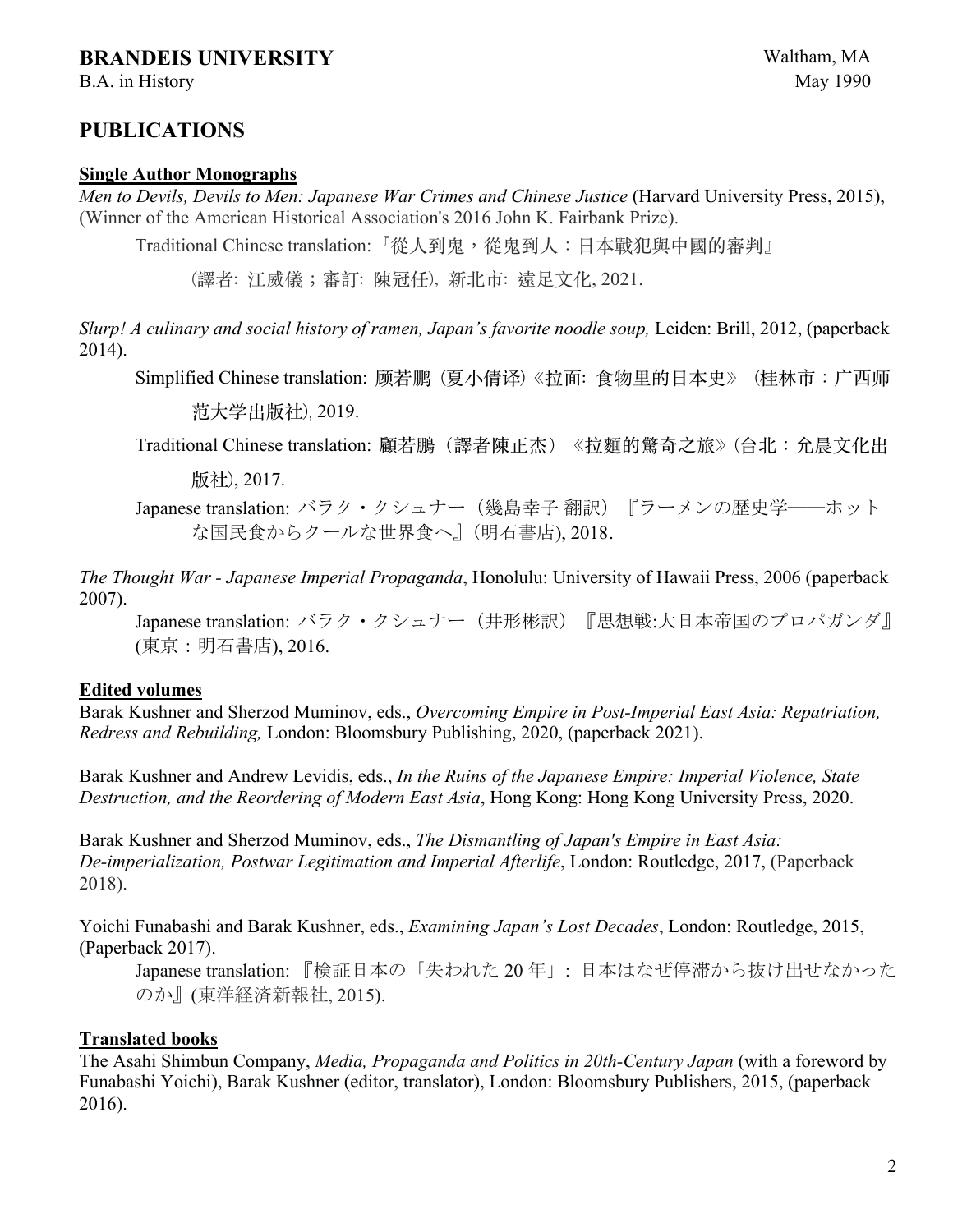**BRANDEIS UNIVERSITY** Waltham, MA

B.A. in History May 1990

## PUBLICATIONS

### Single Author Monographs

*Men to Devils, Devils to Men: Japanese War Crimes and Chinese Justice* (Harvard University Press, 2015), (Winner of the American Historical Association's 2016 John K. Fairbank Prize).

Traditional Chinese translation: 『從人到鬼，從鬼到人：日本戰犯與中國的審判』

（譯者: 江威儀；審訂: 陳冠任）, 新北市: 遠足文化, 2021.

*Slurp! A culinary and social history of ramen, Japan's favorite noodle soup,* Leiden: Brill, 2012, (paperback 2014).

Simplified Chinese translation: 顾若鹏（夏小倩译）《拉面: 食物里的日本史》（桂林市：广西师范大学出版社）, 2019.

Traditional Chinese translation: 顧若鵬（譯者陳正杰）《拉麵的驚奇之旅》（台北：允晨文化出版社）, 2017.

Japanese translation: バラク・クシュナー（幾島幸子 翻訳）『ラーメンの歴史学――ホットな国民食からクールな世界食へ』（明石書店）, 2018.

*The Thought War - Japanese Imperial Propaganda*, Honolulu: University of Hawaii Press, 2006 (paperback 2007).

Japanese translation: バラク・クシュナー（井形彬訳）『思想戦:大日本帝国のプロパガンダ』(東京：明石書店), 2016.

### Edited volumes

Barak Kushner and Sherzod Muminov, eds., *Overcoming Empire in Post-Imperial East Asia: Repatriation, Redress and Rebuilding,* London: Bloomsbury Publishing, 2020, (paperback 2021).

Barak Kushner and Andrew Levidis, eds., *In the Ruins of the Japanese Empire: Imperial Violence, State Destruction, and the Reordering of Modern East Asia*, Hong Kong: Hong Kong University Press, 2020.

Barak Kushner and Sherzod Muminov, eds., *The Dismantling of Japan's Empire in East Asia: De-imperialization, Postwar Legitimation and Imperial Afterlife*, London: Routledge, 2017, (Paperback 2018).

Yoichi Funabashi and Barak Kushner, eds., *Examining Japan's Lost Decades*, London: Routledge, 2015, (Paperback 2017).

Japanese translation: 『検証日本の「失われた 20 年」: 日本はなぜ停滞から抜け出せなかったのか』(東洋経済新報社, 2015).

### Translated books

The Asahi Shimbun Company, *Media, Propaganda and Politics in 20th-Century Japan* (with a foreword by Funabashi Yoichi), Barak Kushner (editor, translator), London: Bloomsbury Publishers, 2015, (paperback 2016).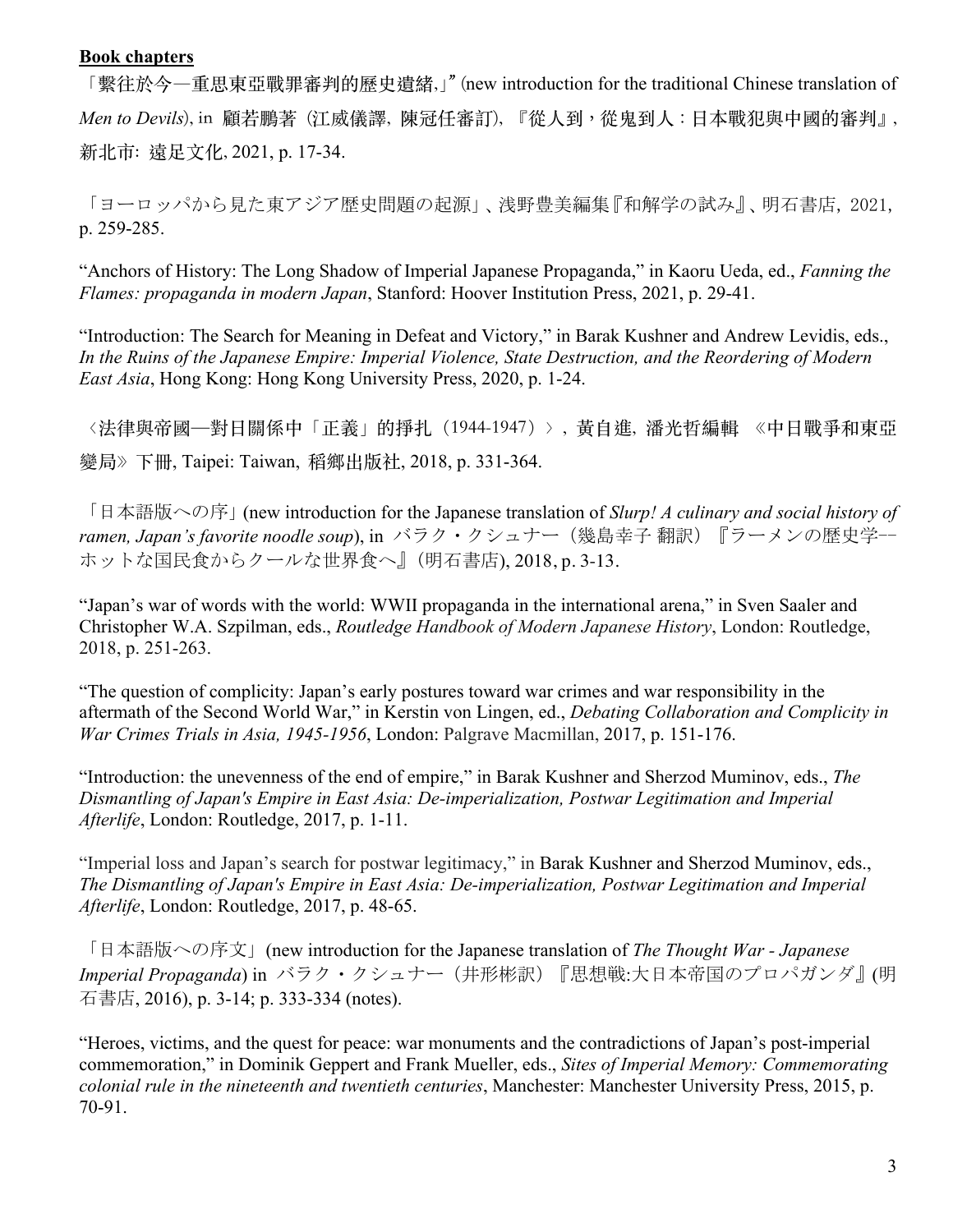**Book chapters**

「繫往於今—重思東亞戰罪審判的歷史遺緒,」” (new introduction for the traditional Chinese translation of *Men to Devils*), in 顧若鵬著（江威儀譯, 陳冠任審訂),『從人到，從鬼到人：日本戰犯與中國的審判』, 新北市: 遠足文化, 2021, p. 17-34.

「ヨーロッパから見た東アジア歴史問題の起源」、浅野豊美編集『和解学の試み』、明石書店, 2021, p. 259-285.

“Anchors of History: The Long Shadow of Imperial Japanese Propaganda,” in Kaoru Ueda, ed., *Fanning the Flames: propaganda in modern Japan*, Stanford: Hoover Institution Press, 2021, p. 29-41.

“Introduction: The Search for Meaning in Defeat and Victory,” in Barak Kushner and Andrew Levidis, eds., *In the Ruins of the Japanese Empire: Imperial Violence, State Destruction, and the Reordering of Modern East Asia*, Hong Kong: Hong Kong University Press, 2020, p. 1-24.

〈法律與帝國—對日關係中「正義」的掙扎（1944-1947）〉, 黃自進, 潘光哲編輯 《中日戰爭和東亞變局》下冊, Taipei: Taiwan, 稻鄉出版社, 2018, p. 331-364.

「日本語版への序」(new introduction for the Japanese translation of *Slurp! A culinary and social history of ramen, Japan's favorite noodle soup*), in バラク・クシュナー（幾島幸子 翻訳）『ラーメンの歴史学––ホットな国民食からクールな世界食へ』(明石書店), 2018, p. 3-13.

“Japan’s war of words with the world: WWII propaganda in the international arena,” in Sven Saaler and Christopher W.A. Szpilman, eds., *Routledge Handbook of Modern Japanese History*, London: Routledge, 2018, p. 251-263.

“The question of complicity: Japan’s early postures toward war crimes and war responsibility in the aftermath of the Second World War,” in Kerstin von Lingen, ed., *Debating Collaboration and Complicity in War Crimes Trials in Asia, 1945-1956*, London: Palgrave Macmillan, 2017, p. 151-176.

“Introduction: the unevenness of the end of empire,” in Barak Kushner and Sherzod Muminov, eds., *The Dismantling of Japan's Empire in East Asia: De-imperialization, Postwar Legitimation and Imperial Afterlife*, London: Routledge, 2017, p. 1-11.

“Imperial loss and Japan’s search for postwar legitimacy,” in Barak Kushner and Sherzod Muminov, eds., *The Dismantling of Japan's Empire in East Asia: De-imperialization, Postwar Legitimation and Imperial Afterlife*, London: Routledge, 2017, p. 48-65.

「日本語版への序文」(new introduction for the Japanese translation of *The Thought War - Japanese Imperial Propaganda*) in バラク・クシュナー（井形彬訳）『思想戦:大日本帝国のプロパガンダ』(明石書店, 2016), p. 3-14; p. 333-334 (notes).

“Heroes, victims, and the quest for peace: war monuments and the contradictions of Japan’s post-imperial commemoration,” in Dominik Geppert and Frank Mueller, eds., *Sites of Imperial Memory: Commemorating colonial rule in the nineteenth and twentieth centuries*, Manchester: Manchester University Press, 2015, p. 70-91.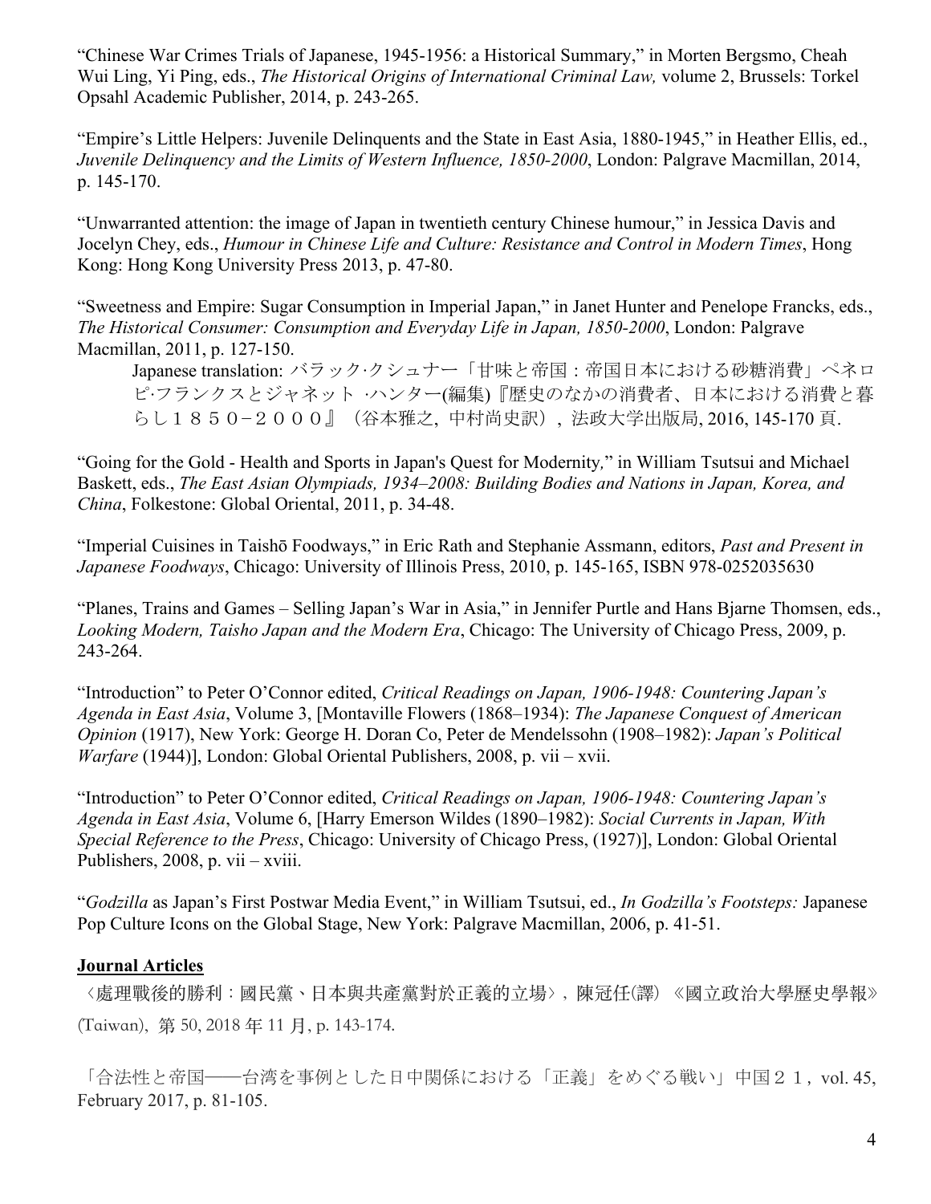"Chinese War Crimes Trials of Japanese, 1945-1956: a Historical Summary," in Morten Bergsmo, Cheah Wui Ling, Yi Ping, eds., *The Historical Origins of International Criminal Law,* volume 2, Brussels: Torkel Opsahl Academic Publisher, 2014, p. 243-265.

"Empire's Little Helpers: Juvenile Delinquents and the State in East Asia, 1880-1945," in Heather Ellis, ed., *Juvenile Delinquency and the Limits of Western Influence, 1850-2000*, London: Palgrave Macmillan, 2014, p. 145-170.

"Unwarranted attention: the image of Japan in twentieth century Chinese humour," in Jessica Davis and Jocelyn Chey, eds., *Humour in Chinese Life and Culture: Resistance and Control in Modern Times*, Hong Kong: Hong Kong University Press 2013, p. 47-80.

"Sweetness and Empire: Sugar Consumption in Imperial Japan," in Janet Hunter and Penelope Francks, eds., *The Historical Consumer: Consumption and Everyday Life in Japan, 1850-2000*, London: Palgrave Macmillan, 2011, p. 127-150.

> Japanese translation: バラック·クシュナー「甘味と帝国：帝国日本における砂糖消費」ペネロピ·フランクスとジャネット ·ハンター(編集)『歴史のなかの消費者、日本における消費と暮らし１８５０−２０００』（谷本雅之, 中村尚史訳）, 法政大学出版局, 2016, 145-170 頁.

"Going for the Gold - Health and Sports in Japan's Quest for Modernity," in William Tsutsui and Michael Baskett, eds., *The East Asian Olympiads, 1934–2008: Building Bodies and Nations in Japan, Korea, and China*, Folkestone: Global Oriental, 2011, p. 34-48.

"Imperial Cuisines in Taishō Foodways," in Eric Rath and Stephanie Assmann, editors, *Past and Present in Japanese Foodways*, Chicago: University of Illinois Press, 2010, p. 145-165, ISBN 978-0252035630

"Planes, Trains and Games – Selling Japan's War in Asia," in Jennifer Purtle and Hans Bjarne Thomsen, eds., *Looking Modern, Taisho Japan and the Modern Era*, Chicago: The University of Chicago Press, 2009, p. 243-264.

"Introduction" to Peter O'Connor edited, *Critical Readings on Japan, 1906-1948: Countering Japan's Agenda in East Asia*, Volume 3, [Montaville Flowers (1868–1934): *The Japanese Conquest of American Opinion* (1917), New York: George H. Doran Co, Peter de Mendelssohn (1908–1982): *Japan's Political Warfare* (1944)], London: Global Oriental Publishers, 2008, p. vii – xvii.

"Introduction" to Peter O'Connor edited, *Critical Readings on Japan, 1906-1948: Countering Japan's Agenda in East Asia*, Volume 6, [Harry Emerson Wildes (1890–1982): *Social Currents in Japan, With Special Reference to the Press*, Chicago: University of Chicago Press, (1927)], London: Global Oriental Publishers, 2008, p. vii – xviii.

"*Godzilla* as Japan's First Postwar Media Event," in William Tsutsui, ed., *In Godzilla's Footsteps:* Japanese Pop Culture Icons on the Global Stage, New York: Palgrave Macmillan, 2006, p. 41-51.

**Journal Articles**

〈處理戰後的勝利：國民黨、日本與共產黨對於正義的立場〉, 陳冠任(譯) 《國立政治大學歷史學報》(Taiwan), 第 50, 2018 年 11 月, p. 143-174.

「合法性と帝国——台湾を事例とした日中関係における「正義」をめぐる戦い」中国２１, vol. 45, February 2017, p. 81-105.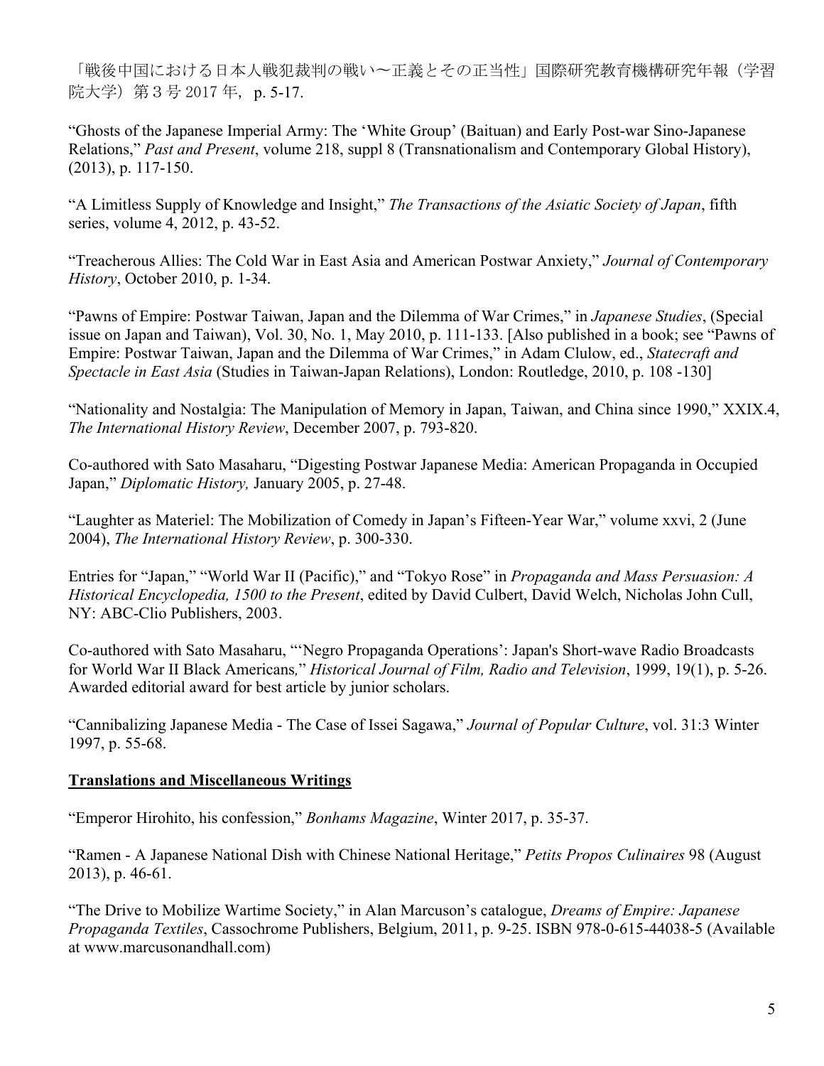「戦後中国における日本人戦犯裁判の戦い〜正義とその正当性」国際研究教育機構研究年報（学習院大学）第３号 2017 年, p. 5-17.

"Ghosts of the Japanese Imperial Army: The 'White Group' (Baituan) and Early Post-war Sino-Japanese Relations," *Past and Present*, volume 218, suppl 8 (Transnationalism and Contemporary Global History), (2013), p. 117-150.

"A Limitless Supply of Knowledge and Insight," *The Transactions of the Asiatic Society of Japan*, fifth series, volume 4, 2012, p. 43-52.

"Treacherous Allies: The Cold War in East Asia and American Postwar Anxiety," *Journal of Contemporary History*, October 2010, p. 1-34.

"Pawns of Empire: Postwar Taiwan, Japan and the Dilemma of War Crimes," in *Japanese Studies*, (Special issue on Japan and Taiwan), Vol. 30, No. 1, May 2010, p. 111-133. [Also published in a book; see "Pawns of Empire: Postwar Taiwan, Japan and the Dilemma of War Crimes," in Adam Clulow, ed., *Statecraft and Spectacle in East Asia* (Studies in Taiwan-Japan Relations), London: Routledge, 2010, p. 108 -130]

"Nationality and Nostalgia: The Manipulation of Memory in Japan, Taiwan, and China since 1990," XXIX.4, *The International History Review*, December 2007, p. 793-820.

Co-authored with Sato Masaharu, "Digesting Postwar Japanese Media: American Propaganda in Occupied Japan," *Diplomatic History,* January 2005, p. 27-48.

"Laughter as Materiel: The Mobilization of Comedy in Japan's Fifteen-Year War," volume xxvi, 2 (June 2004), *The International History Review*, p. 300-330.

Entries for "Japan," "World War II (Pacific)," and "Tokyo Rose" in *Propaganda and Mass Persuasion: A Historical Encyclopedia, 1500 to the Present*, edited by David Culbert, David Welch, Nicholas John Cull, NY: ABC-Clio Publishers, 2003.

Co-authored with Sato Masaharu, "'Negro Propaganda Operations': Japan's Short-wave Radio Broadcasts for World War II Black Americans," *Historical Journal of Film, Radio and Television*, 1999, 19(1), p. 5-26. Awarded editorial award for best article by junior scholars.

"Cannibalizing Japanese Media - The Case of Issei Sagawa," *Journal of Popular Culture*, vol. 31:3 Winter 1997, p. 55-68.

## Translations and Miscellaneous Writings

"Emperor Hirohito, his confession," *Bonhams Magazine*, Winter 2017, p. 35-37.

"Ramen - A Japanese National Dish with Chinese National Heritage," *Petits Propos Culinaires* 98 (August 2013), p. 46-61.

"The Drive to Mobilize Wartime Society," in Alan Marcuson's catalogue, *Dreams of Empire: Japanese Propaganda Textiles*, Cassochrome Publishers, Belgium, 2011, p. 9-25. ISBN 978-0-615-44038-5 (Available at www.marcusonandhall.com)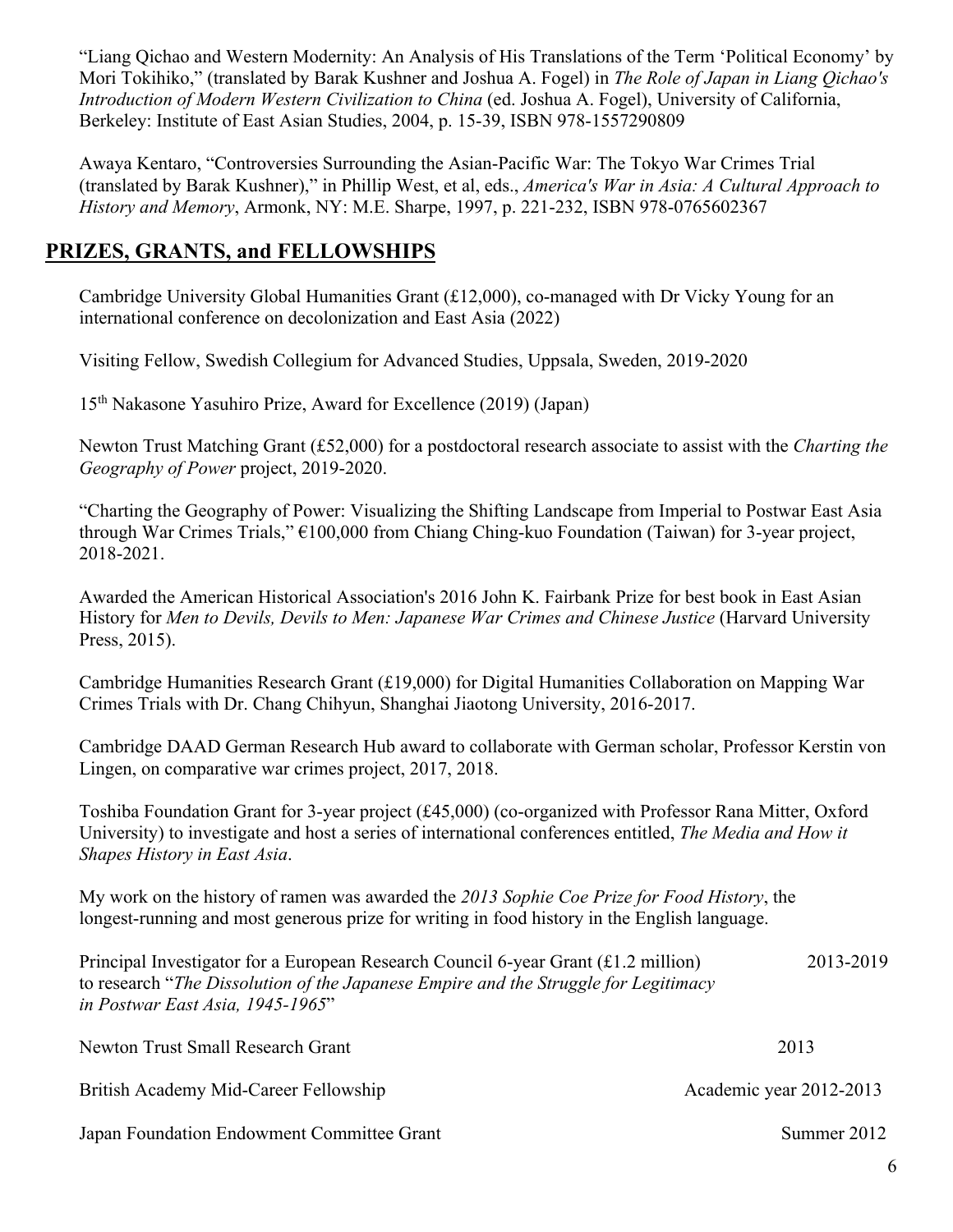"Liang Qichao and Western Modernity: An Analysis of His Translations of the Term 'Political Economy' by Mori Tokihiko," (translated by Barak Kushner and Joshua A. Fogel) in *The Role of Japan in Liang Qichao's Introduction of Modern Western Civilization to China* (ed. Joshua A. Fogel), University of California, Berkeley: Institute of East Asian Studies, 2004, p. 15-39, ISBN 978-1557290809

Awaya Kentaro, "Controversies Surrounding the Asian-Pacific War: The Tokyo War Crimes Trial (translated by Barak Kushner)," in Phillip West, et al, eds., *America's War in Asia: A Cultural Approach to History and Memory*, Armonk, NY: M.E. Sharpe, 1997, p. 221-232, ISBN 978-0765602367

## PRIZES, GRANTS, and FELLOWSHIPS

Cambridge University Global Humanities Grant (£12,000), co-managed with Dr Vicky Young for an international conference on decolonization and East Asia (2022)

Visiting Fellow, Swedish Collegium for Advanced Studies, Uppsala, Sweden, 2019-2020

15th Nakasone Yasuhiro Prize, Award for Excellence (2019) (Japan)

Newton Trust Matching Grant (£52,000) for a postdoctoral research associate to assist with the *Charting the Geography of Power* project, 2019-2020.

"Charting the Geography of Power: Visualizing the Shifting Landscape from Imperial to Postwar East Asia through War Crimes Trials," €100,000 from Chiang Ching-kuo Foundation (Taiwan) for 3-year project, 2018-2021.

Awarded the American Historical Association's 2016 John K. Fairbank Prize for best book in East Asian History for *Men to Devils, Devils to Men: Japanese War Crimes and Chinese Justice* (Harvard University Press, 2015).

Cambridge Humanities Research Grant (£19,000) for Digital Humanities Collaboration on Mapping War Crimes Trials with Dr. Chang Chihyun, Shanghai Jiaotong University, 2016-2017.

Cambridge DAAD German Research Hub award to collaborate with German scholar, Professor Kerstin von Lingen, on comparative war crimes project, 2017, 2018.

Toshiba Foundation Grant for 3-year project (£45,000) (co-organized with Professor Rana Mitter, Oxford University) to investigate and host a series of international conferences entitled, *The Media and How it Shapes History in East Asia*.

My work on the history of ramen was awarded the *2013 Sophie Coe Prize for Food History*, the longest-running and most generous prize for writing in food history in the English language.

Principal Investigator for a European Research Council 6-year Grant (£1.2 million) to research "*The Dissolution of the Japanese Empire and the Struggle for Legitimacy in Postwar East Asia, 1945-1965*" — 2013-2019

Newton Trust Small Research Grant — 2013

British Academy Mid-Career Fellowship — Academic year 2012-2013

Japan Foundation Endowment Committee Grant — Summer 2012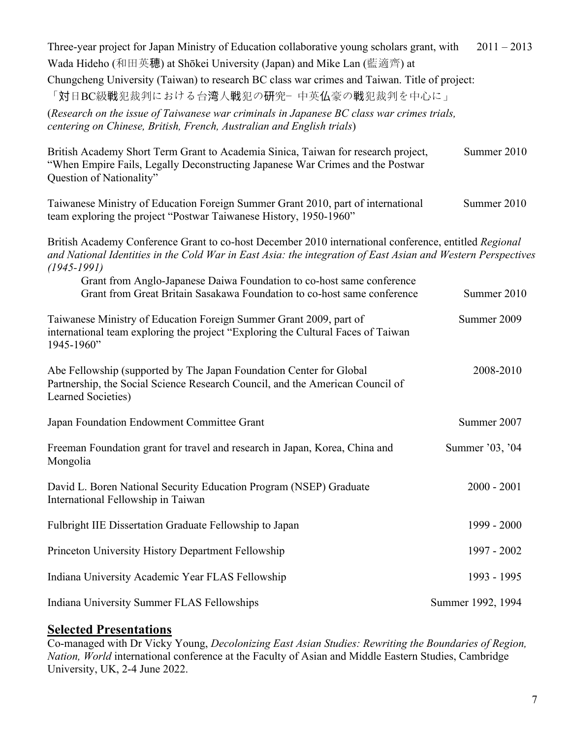Three-year project for Japan Ministry of Education collaborative young scholars grant, with Wada Hideho (和田英穂) at Shōkei University (Japan) and Mike Lan (藍適齊) at Chungcheng University (Taiwan) to research BC class war crimes and Taiwan. Title of project: 「対日BC級戦犯裁判における台湾人戦犯の研究‒ 中英仏豪の戦犯裁判を中心に」 (*Research on the issue of Taiwanese war criminals in Japanese BC class war crimes trials, centering on Chinese, British, French, Australian and English trials*) 2011 – 2013

British Academy Short Term Grant to Academia Sinica, Taiwan for research project, "When Empire Fails, Legally Deconstructing Japanese War Crimes and the Postwar Question of Nationality" Summer 2010

Taiwanese Ministry of Education Foreign Summer Grant 2010, part of international team exploring the project "Postwar Taiwanese History, 1950-1960" Summer 2010

British Academy Conference Grant to co-host December 2010 international conference, entitled *Regional and National Identities in the Cold War in East Asia: the integration of East Asian and Western Perspectives (1945-1991)*

Grant from Anglo-Japanese Daiwa Foundation to co-host same conference
Grant from Great Britain Sasakawa Foundation to co-host same conference Summer 2010

Taiwanese Ministry of Education Foreign Summer Grant 2009, part of international team exploring the project "Exploring the Cultural Faces of Taiwan 1945-1960" Summer 2009

Abe Fellowship (supported by The Japan Foundation Center for Global Partnership, the Social Science Research Council, and the American Council of Learned Societies) 2008-2010

Japan Foundation Endowment Committee Grant Summer 2007

Freeman Foundation grant for travel and research in Japan, Korea, China and Mongolia Summer '03, '04

David L. Boren National Security Education Program (NSEP) Graduate International Fellowship in Taiwan 2000 - 2001

Fulbright IIE Dissertation Graduate Fellowship to Japan 1999 - 2000

Princeton University History Department Fellowship 1997 - 2002

Indiana University Academic Year FLAS Fellowship 1993 - 1995

Indiana University Summer FLAS Fellowships Summer 1992, 1994

## Selected Presentations

Co-managed with Dr Vicky Young, *Decolonizing East Asian Studies: Rewriting the Boundaries of Region, Nation, World* international conference at the Faculty of Asian and Middle Eastern Studies, Cambridge University, UK, 2-4 June 2022.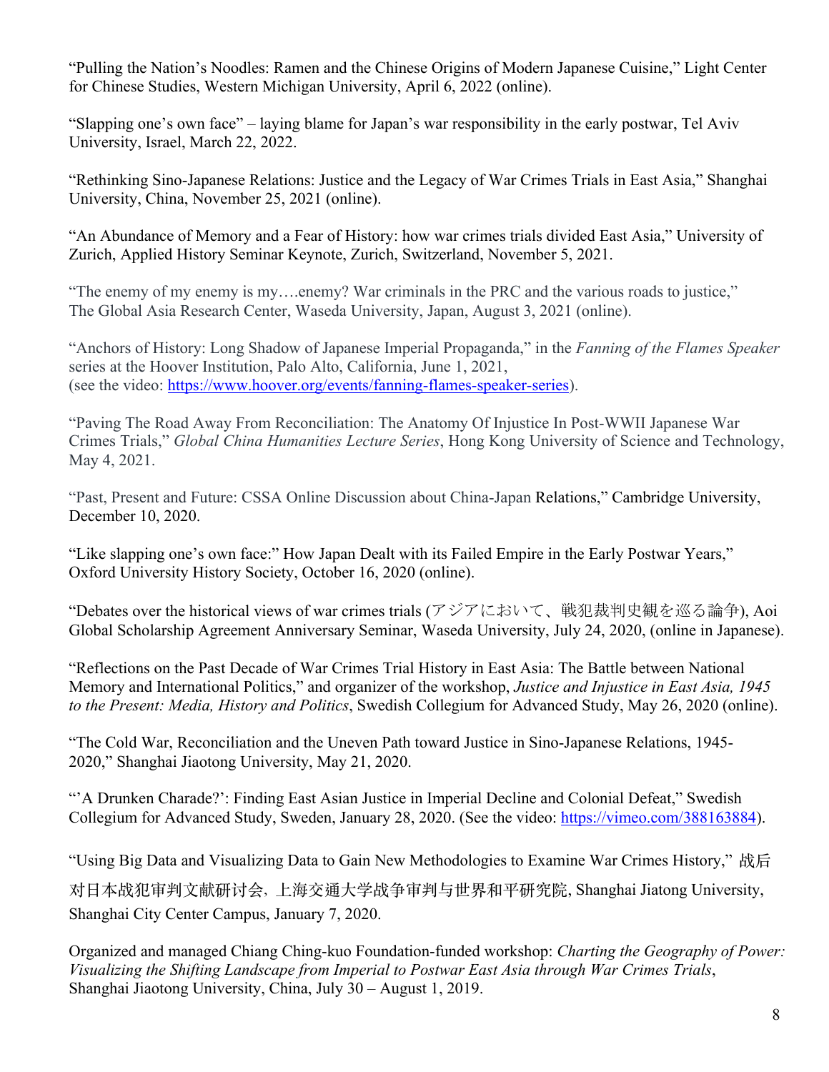"Pulling the Nation's Noodles: Ramen and the Chinese Origins of Modern Japanese Cuisine," Light Center for Chinese Studies, Western Michigan University, April 6, 2022 (online).

"Slapping one's own face" – laying blame for Japan's war responsibility in the early postwar, Tel Aviv University, Israel, March 22, 2022.

"Rethinking Sino-Japanese Relations: Justice and the Legacy of War Crimes Trials in East Asia," Shanghai University, China, November 25, 2021 (online).

"An Abundance of Memory and a Fear of History: how war crimes trials divided East Asia," University of Zurich, Applied History Seminar Keynote, Zurich, Switzerland, November 5, 2021.

"The enemy of my enemy is my….enemy? War criminals in the PRC and the various roads to justice," The Global Asia Research Center, Waseda University, Japan, August 3, 2021 (online).

"Anchors of History: Long Shadow of Japanese Imperial Propaganda," in the *Fanning of the Flames Speaker* series at the Hoover Institution, Palo Alto, California, June 1, 2021, (see the video: https://www.hoover.org/events/fanning-flames-speaker-series).

"Paving The Road Away From Reconciliation: The Anatomy Of Injustice In Post-WWII Japanese War Crimes Trials," *Global China Humanities Lecture Series*, Hong Kong University of Science and Technology, May 4, 2021.

"Past, Present and Future: CSSA Online Discussion about China-Japan Relations," Cambridge University, December 10, 2020.

"Like slapping one's own face:" How Japan Dealt with its Failed Empire in the Early Postwar Years," Oxford University History Society, October 16, 2020 (online).

"Debates over the historical views of war crimes trials (アジアにおいて、戦犯裁判史観を巡る論争), Aoi Global Scholarship Agreement Anniversary Seminar, Waseda University, July 24, 2020, (online in Japanese).

"Reflections on the Past Decade of War Crimes Trial History in East Asia: The Battle between National Memory and International Politics," and organizer of the workshop, *Justice and Injustice in East Asia, 1945 to the Present: Media, History and Politics*, Swedish Collegium for Advanced Study, May 26, 2020 (online).

"The Cold War, Reconciliation and the Uneven Path toward Justice in Sino-Japanese Relations, 1945-2020," Shanghai Jiaotong University, May 21, 2020.

"'A Drunken Charade?': Finding East Asian Justice in Imperial Decline and Colonial Defeat," Swedish Collegium for Advanced Study, Sweden, January 28, 2020. (See the video: https://vimeo.com/388163884).

"Using Big Data and Visualizing Data to Gain New Methodologies to Examine War Crimes History," 战后对日本战犯审判文献研讨会，上海交通大学战争审判与世界和平研究院, Shanghai Jiatong University, Shanghai City Center Campus, January 7, 2020.

Organized and managed Chiang Ching-kuo Foundation-funded workshop: *Charting the Geography of Power: Visualizing the Shifting Landscape from Imperial to Postwar East Asia through War Crimes Trials*, Shanghai Jiaotong University, China, July 30 – August 1, 2019.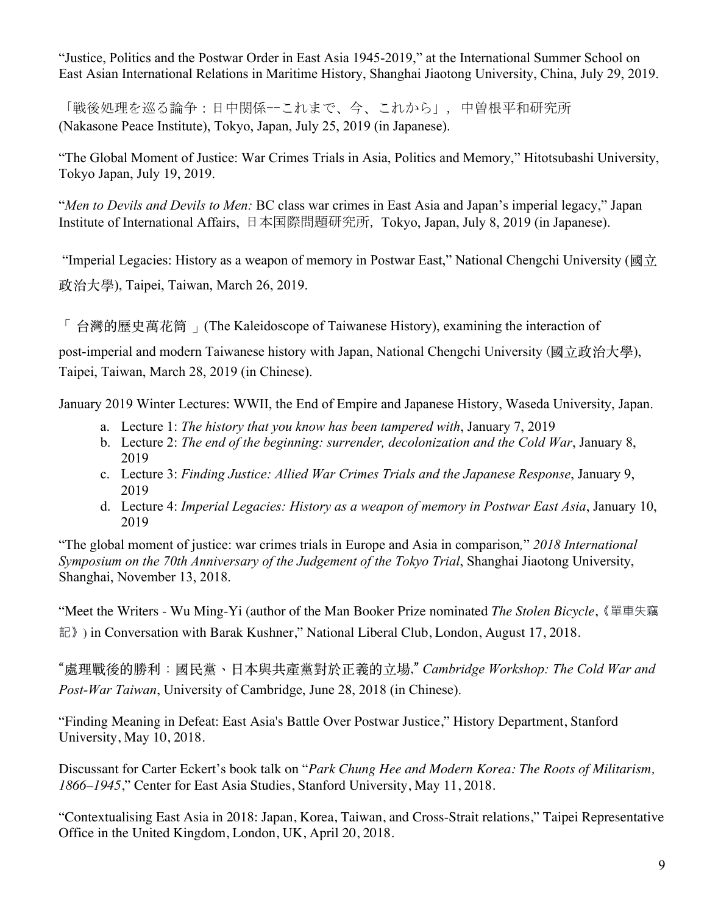"Justice, Politics and the Postwar Order in East Asia 1945-2019," at the International Summer School on East Asian International Relations in Maritime History, Shanghai Jiaotong University, China, July 29, 2019.

「戦後処理を巡る論争：日中関係−−これまで、今、これから」, 中曽根平和研究所 (Nakasone Peace Institute), Tokyo, Japan, July 25, 2019 (in Japanese).

"The Global Moment of Justice: War Crimes Trials in Asia, Politics and Memory," Hitotsubashi University, Tokyo Japan, July 19, 2019.

"*Men to Devils and Devils to Men:* BC class war crimes in East Asia and Japan's imperial legacy," Japan Institute of International Affairs, 日本国際問題研究所, Tokyo, Japan, July 8, 2019 (in Japanese).

"Imperial Legacies: History as a weapon of memory in Postwar East," National Chengchi University (國立政治大學), Taipei, Taiwan, March 26, 2019.

「 台灣的歷史萬花筒 」(The Kaleidoscope of Taiwanese History), examining the interaction of post-imperial and modern Taiwanese history with Japan, National Chengchi University (國立政治大學), Taipei, Taiwan, March 28, 2019 (in Chinese).

January 2019 Winter Lectures: WWII, the End of Empire and Japanese History, Waseda University, Japan.

a. Lecture 1: *The history that you know has been tampered with*, January 7, 2019
b. Lecture 2: *The end of the beginning: surrender, decolonization and the Cold War*, January 8, 2019
c. Lecture 3: *Finding Justice: Allied War Crimes Trials and the Japanese Response*, January 9, 2019
d. Lecture 4: *Imperial Legacies: History as a weapon of memory in Postwar East Asia*, January 10, 2019

"The global moment of justice: war crimes trials in Europe and Asia in comparison," *2018 International Symposium on the 70th Anniversary of the Judgement of the Tokyo Trial*, Shanghai Jiaotong University, Shanghai, November 13, 2018.

"Meet the Writers - Wu Ming-Yi (author of the Man Booker Prize nominated *The Stolen Bicycle*,《單車失竊記》) in Conversation with Barak Kushner," National Liberal Club, London, August 17, 2018.

"處理戰後的勝利：國民黨、日本與共產黨對於正義的立場," *Cambridge Workshop: The Cold War and Post-War Taiwan*, University of Cambridge, June 28, 2018 (in Chinese).

"Finding Meaning in Defeat: East Asia's Battle Over Postwar Justice," History Department, Stanford University, May 10, 2018.

Discussant for Carter Eckert's book talk on "*Park Chung Hee and Modern Korea: The Roots of Militarism, 1866–1945*," Center for East Asia Studies, Stanford University, May 11, 2018.

"Contextualising East Asia in 2018: Japan, Korea, Taiwan, and Cross-Strait relations," Taipei Representative Office in the United Kingdom, London, UK, April 20, 2018.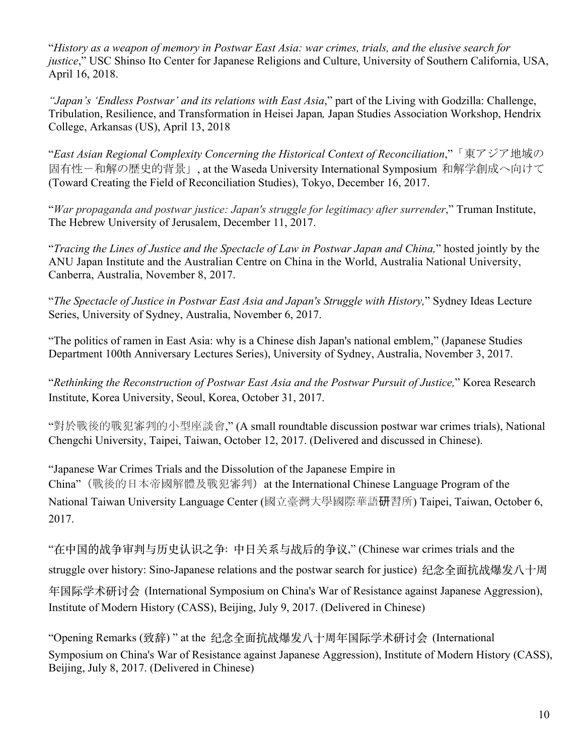"*History as a weapon of memory in Postwar East Asia: war crimes, trials, and the elusive search for justice*," USC Shinso Ito Center for Japanese Religions and Culture, University of Southern California, USA, April 16, 2018.

*"Japan's 'Endless Postwar' and its relations with East Asia*," part of the Living with Godzilla: Challenge, Tribulation, Resilience, and Transformation in Heisei Japan*,* Japan Studies Association Workshop, Hendrix College, Arkansas (US), April 13, 2018

"*East Asian Regional Complexity Concerning the Historical Context of Reconciliation*,"「東アジア地域の固有性－和解の歴史的背景」, at the Waseda University International Symposium 和解学創成へ向けて (Toward Creating the Field of Reconciliation Studies), Tokyo, December 16, 2017.

"*War propaganda and postwar justice: Japan's struggle for legitimacy after surrender*," Truman Institute, The Hebrew University of Jerusalem, December 11, 2017.

"*Tracing the Lines of Justice and the Spectacle of Law in Postwar Japan and China,*" hosted jointly by the ANU Japan Institute and the Australian Centre on China in the World, Australia National University, Canberra, Australia, November 8, 2017.

"*The Spectacle of Justice in Postwar East Asia and Japan's Struggle with History,*" Sydney Ideas Lecture Series, University of Sydney, Australia, November 6, 2017.

"The politics of ramen in East Asia: why is a Chinese dish Japan's national emblem," (Japanese Studies Department 100th Anniversary Lectures Series), University of Sydney, Australia, November 3, 2017.

"*Rethinking the Reconstruction of Postwar East Asia and the Postwar Pursuit of Justice,*" Korea Research Institute, Korea University, Seoul, Korea, October 31, 2017.

"對於戰後的戰犯審判的小型座談會," (A small roundtable discussion postwar war crimes trials), National Chengchi University, Taipei, Taiwan, October 12, 2017. (Delivered and discussed in Chinese).

"Japanese War Crimes Trials and the Dissolution of the Japanese Empire in China"（戰後的日本帝國解體及戰犯審判）at the International Chinese Language Program of the National Taiwan University Language Center (國立臺灣大學國際華語研習所) Taipei, Taiwan, October 6, 2017.

"在中国的战争审判与历史认识之争: 中日关系与战后的争议," (Chinese war crimes trials and the struggle over history: Sino-Japanese relations and the postwar search for justice) 纪念全面抗战爆发八十周年国际学术研讨会 (International Symposium on China's War of Resistance against Japanese Aggression), Institute of Modern History (CASS), Beijing, July 9, 2017. (Delivered in Chinese)

"Opening Remarks (致辞) " at the 纪念全面抗战爆发八十周年国际学术研讨会 (International Symposium on China's War of Resistance against Japanese Aggression), Institute of Modern History (CASS), Beijing, July 8, 2017. (Delivered in Chinese)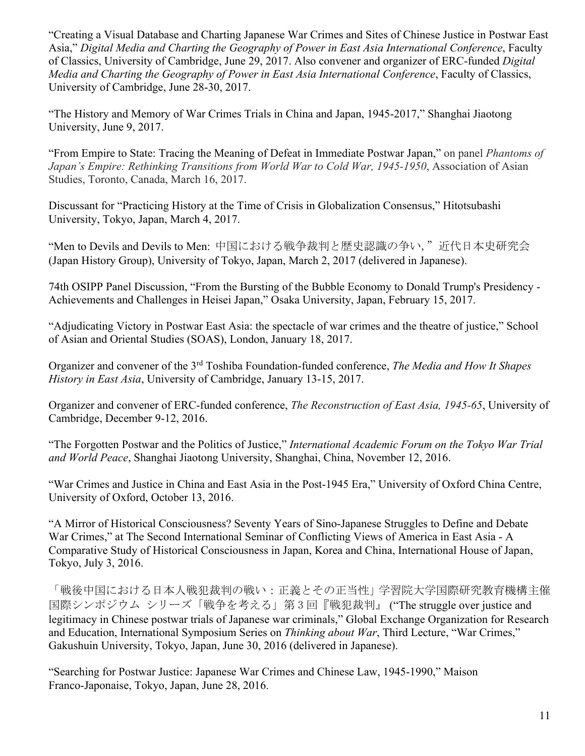"Creating a Visual Database and Charting Japanese War Crimes and Sites of Chinese Justice in Postwar East Asia," *Digital Media and Charting the Geography of Power in East Asia International Conference*, Faculty of Classics, University of Cambridge, June 29, 2017. Also convener and organizer of ERC-funded *Digital Media and Charting the Geography of Power in East Asia International Conference*, Faculty of Classics, University of Cambridge, June 28-30, 2017.

"The History and Memory of War Crimes Trials in China and Japan, 1945-2017," Shanghai Jiaotong University, June 9, 2017.

"From Empire to State: Tracing the Meaning of Defeat in Immediate Postwar Japan," on panel *Phantoms of Japan's Empire: Rethinking Transitions from World War to Cold War, 1945-1950*, Association of Asian Studies, Toronto, Canada, March 16, 2017.

Discussant for "Practicing History at the Time of Crisis in Globalization Consensus," Hitotsubashi University, Tokyo, Japan, March 4, 2017.

"Men to Devils and Devils to Men: 中国における戦争裁判と歴史認識の争い, " 近代日本史研究会 (Japan History Group), University of Tokyo, Japan, March 2, 2017 (delivered in Japanese).

74th OSIPP Panel Discussion, "From the Bursting of the Bubble Economy to Donald Trump's Presidency - Achievements and Challenges in Heisei Japan," Osaka University, Japan, February 15, 2017.

"Adjudicating Victory in Postwar East Asia: the spectacle of war crimes and the theatre of justice," School of Asian and Oriental Studies (SOAS), London, January 18, 2017.

Organizer and convener of the 3rd Toshiba Foundation-funded conference, *The Media and How It Shapes History in East Asia*, University of Cambridge, January 13-15, 2017.

Organizer and convener of ERC-funded conference, *The Reconstruction of East Asia, 1945-65*, University of Cambridge, December 9-12, 2016.

"The Forgotten Postwar and the Politics of Justice," *International Academic Forum on the Tokyo War Trial and World Peace*, Shanghai Jiaotong University, Shanghai, China, November 12, 2016.

"War Crimes and Justice in China and East Asia in the Post-1945 Era," University of Oxford China Centre, University of Oxford, October 13, 2016.

"A Mirror of Historical Consciousness? Seventy Years of Sino-Japanese Struggles to Define and Debate War Crimes," at The Second International Seminar of Conflicting Views of America in East Asia - A Comparative Study of Historical Consciousness in Japan, Korea and China, International House of Japan, Tokyo, July 3, 2016.

「戦後中国における日本人戦犯裁判の戦い：正義とその正当性」学習院大学国際研究教育機構主催国際シンポジウム シリーズ「戦争を考える」第３回『戦犯裁判』 ("The struggle over justice and legitimacy in Chinese postwar trials of Japanese war criminals," Global Exchange Organization for Research and Education, International Symposium Series on *Thinking about War*, Third Lecture, "War Crimes," Gakushuin University, Tokyo, Japan, June 30, 2016 (delivered in Japanese).

"Searching for Postwar Justice: Japanese War Crimes and Chinese Law, 1945-1990," Maison Franco-Japonaise, Tokyo, Japan, June 28, 2016.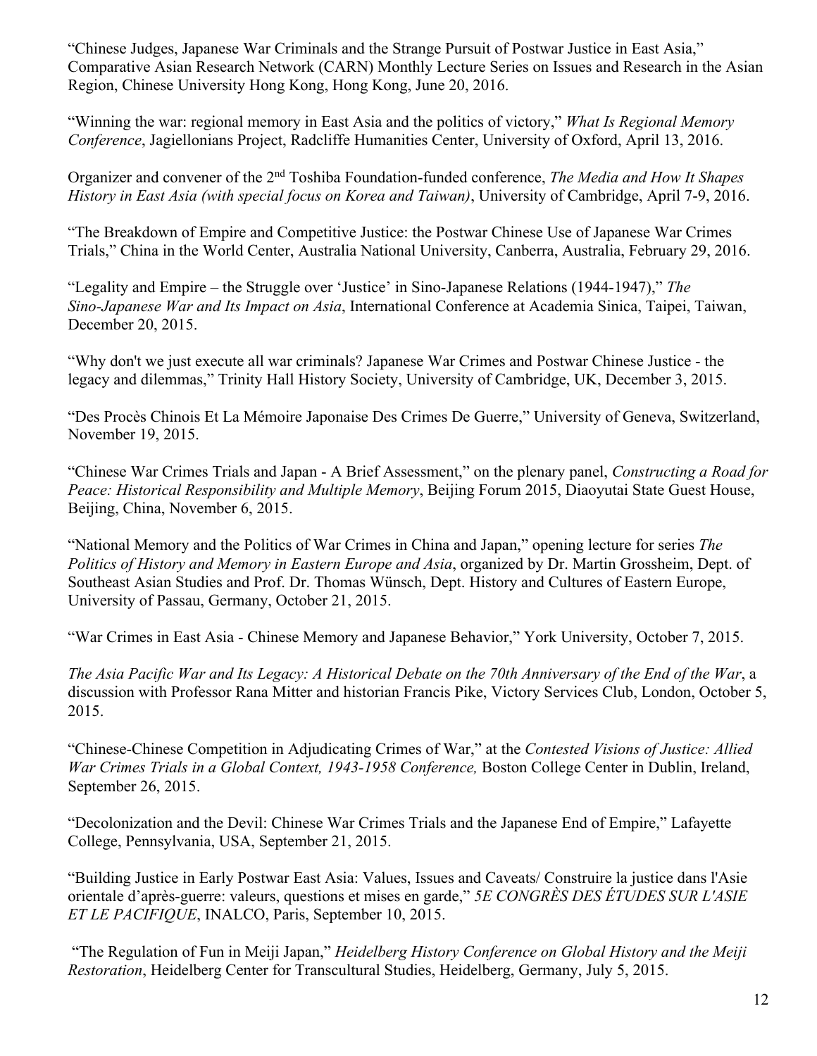"Chinese Judges, Japanese War Criminals and the Strange Pursuit of Postwar Justice in East Asia," Comparative Asian Research Network (CARN) Monthly Lecture Series on Issues and Research in the Asian Region, Chinese University Hong Kong, Hong Kong, June 20, 2016.

"Winning the war: regional memory in East Asia and the politics of victory," *What Is Regional Memory Conference*, Jagiellonians Project, Radcliffe Humanities Center, University of Oxford, April 13, 2016.

Organizer and convener of the 2nd Toshiba Foundation-funded conference, *The Media and How It Shapes History in East Asia (with special focus on Korea and Taiwan)*, University of Cambridge, April 7-9, 2016.

"The Breakdown of Empire and Competitive Justice: the Postwar Chinese Use of Japanese War Crimes Trials," China in the World Center, Australia National University, Canberra, Australia, February 29, 2016.

"Legality and Empire – the Struggle over 'Justice' in Sino-Japanese Relations (1944-1947)," *The Sino-Japanese War and Its Impact on Asia*, International Conference at Academia Sinica, Taipei, Taiwan, December 20, 2015.

"Why don't we just execute all war criminals? Japanese War Crimes and Postwar Chinese Justice - the legacy and dilemmas," Trinity Hall History Society, University of Cambridge, UK, December 3, 2015.

"Des Procès Chinois Et La Mémoire Japonaise Des Crimes De Guerre," University of Geneva, Switzerland, November 19, 2015.

"Chinese War Crimes Trials and Japan - A Brief Assessment," on the plenary panel, *Constructing a Road for Peace: Historical Responsibility and Multiple Memory*, Beijing Forum 2015, Diaoyutai State Guest House, Beijing, China, November 6, 2015.

"National Memory and the Politics of War Crimes in China and Japan," opening lecture for series *The Politics of History and Memory in Eastern Europe and Asia*, organized by Dr. Martin Grossheim, Dept. of Southeast Asian Studies and Prof. Dr. Thomas Wünsch, Dept. History and Cultures of Eastern Europe, University of Passau, Germany, October 21, 2015.

"War Crimes in East Asia - Chinese Memory and Japanese Behavior," York University, October 7, 2015.

*The Asia Pacific War and Its Legacy: A Historical Debate on the 70th Anniversary of the End of the War*, a discussion with Professor Rana Mitter and historian Francis Pike, Victory Services Club, London, October 5, 2015.

"Chinese-Chinese Competition in Adjudicating Crimes of War," at the *Contested Visions of Justice: Allied War Crimes Trials in a Global Context, 1943-1958 Conference,* Boston College Center in Dublin, Ireland, September 26, 2015.

"Decolonization and the Devil: Chinese War Crimes Trials and the Japanese End of Empire," Lafayette College, Pennsylvania, USA, September 21, 2015.

"Building Justice in Early Postwar East Asia: Values, Issues and Caveats/ Construire la justice dans l'Asie orientale d'après-guerre: valeurs, questions et mises en garde," *5E CONGRÈS DES ÉTUDES SUR L'ASIE ET LE PACIFIQUE*, INALCO, Paris, September 10, 2015.

"The Regulation of Fun in Meiji Japan," *Heidelberg History Conference on Global History and the Meiji Restoration*, Heidelberg Center for Transcultural Studies, Heidelberg, Germany, July 5, 2015.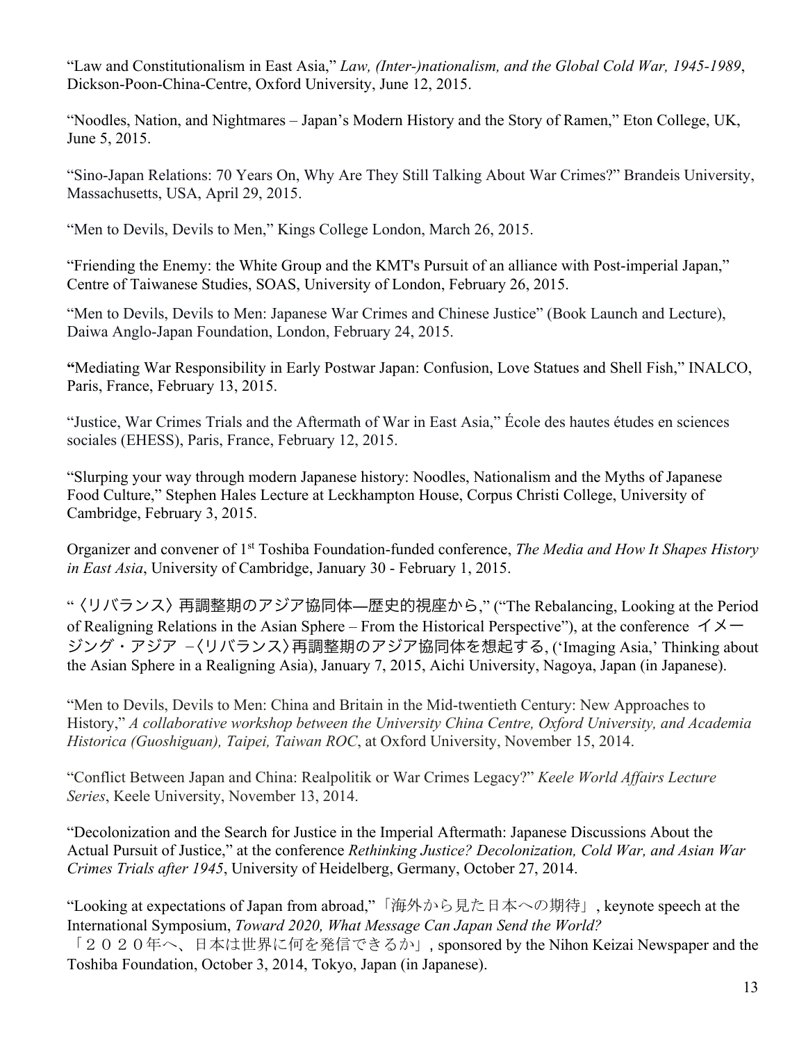"Law and Constitutionalism in East Asia," *Law, (Inter-)nationalism, and the Global Cold War, 1945-1989*, Dickson-Poon-China-Centre, Oxford University, June 12, 2015.

"Noodles, Nation, and Nightmares – Japan's Modern History and the Story of Ramen," Eton College, UK, June 5, 2015.

"Sino-Japan Relations: 70 Years On, Why Are They Still Talking About War Crimes?" Brandeis University, Massachusetts, USA, April 29, 2015.

"Men to Devils, Devils to Men," Kings College London, March 26, 2015.

"Friending the Enemy: the White Group and the KMT's Pursuit of an alliance with Post-imperial Japan," Centre of Taiwanese Studies, SOAS, University of London, February 26, 2015.

"Men to Devils, Devils to Men: Japanese War Crimes and Chinese Justice" (Book Launch and Lecture), Daiwa Anglo-Japan Foundation, London, February 24, 2015.

**"**Mediating War Responsibility in Early Postwar Japan: Confusion, Love Statues and Shell Fish," INALCO, Paris, France, February 13, 2015.

"Justice, War Crimes Trials and the Aftermath of War in East Asia," École des hautes études en sciences sociales (EHESS), Paris, France, February 12, 2015.

"Slurping your way through modern Japanese history: Noodles, Nationalism and the Myths of Japanese Food Culture," Stephen Hales Lecture at Leckhampton House, Corpus Christi College, University of Cambridge, February 3, 2015.

Organizer and convener of 1st Toshiba Foundation-funded conference, *The Media and How It Shapes History in East Asia*, University of Cambridge, January 30 - February 1, 2015.

"〈リバランス〉再調整期のアジア協同体—歴史的視座から," ("The Rebalancing, Looking at the Period of Realigning Relations in the Asian Sphere – From the Historical Perspective"), at the conference イメージング・アジア –〈リバランス〉再調整期のアジア協同体を想起する, ('Imaging Asia,' Thinking about the Asian Sphere in a Realigning Asia), January 7, 2015, Aichi University, Nagoya, Japan (in Japanese).

"Men to Devils, Devils to Men: China and Britain in the Mid-twentieth Century: New Approaches to History," *A collaborative workshop between the University China Centre, Oxford University, and Academia Historica (Guoshiguan), Taipei, Taiwan ROC*, at Oxford University, November 15, 2014.

"Conflict Between Japan and China: Realpolitik or War Crimes Legacy?" *Keele World Affairs Lecture Series*, Keele University, November 13, 2014.

"Decolonization and the Search for Justice in the Imperial Aftermath: Japanese Discussions About the Actual Pursuit of Justice," at the conference *Rethinking Justice? Decolonization, Cold War, and Asian War Crimes Trials after 1945*, University of Heidelberg, Germany, October 27, 2014.

"Looking at expectations of Japan from abroad,"「海外から見た日本への期待」, keynote speech at the International Symposium, *Toward 2020, What Message Can Japan Send the World?* 「２０２０年へ、日本は世界に何を発信できるか」, sponsored by the Nihon Keizai Newspaper and the Toshiba Foundation, October 3, 2014, Tokyo, Japan (in Japanese).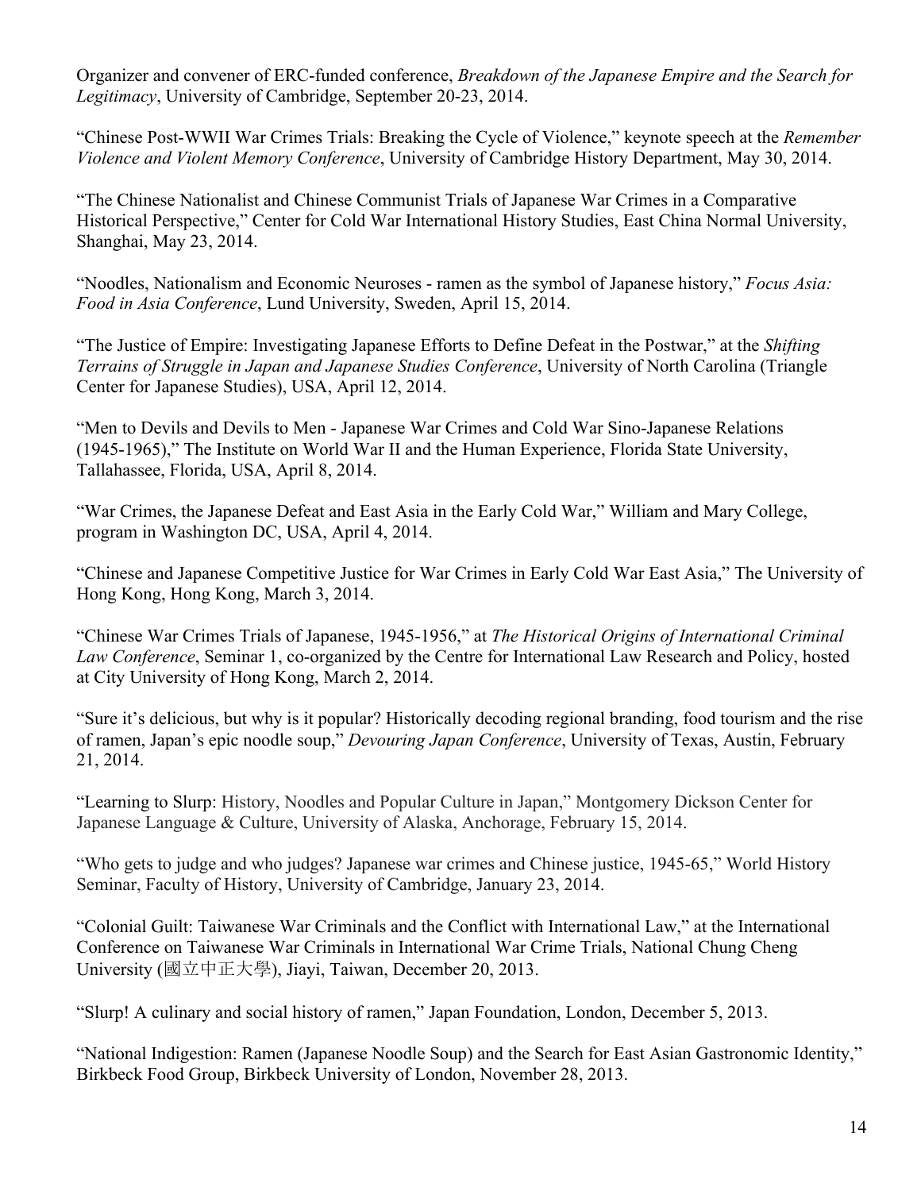Organizer and convener of ERC-funded conference, *Breakdown of the Japanese Empire and the Search for Legitimacy*, University of Cambridge, September 20-23, 2014.

"Chinese Post-WWII War Crimes Trials: Breaking the Cycle of Violence," keynote speech at the *Remember Violence and Violent Memory Conference*, University of Cambridge History Department, May 30, 2014.

"The Chinese Nationalist and Chinese Communist Trials of Japanese War Crimes in a Comparative Historical Perspective," Center for Cold War International History Studies, East China Normal University, Shanghai, May 23, 2014.

"Noodles, Nationalism and Economic Neuroses - ramen as the symbol of Japanese history," *Focus Asia: Food in Asia Conference*, Lund University, Sweden, April 15, 2014.

"The Justice of Empire: Investigating Japanese Efforts to Define Defeat in the Postwar," at the *Shifting Terrains of Struggle in Japan and Japanese Studies Conference*, University of North Carolina (Triangle Center for Japanese Studies), USA, April 12, 2014.

"Men to Devils and Devils to Men - Japanese War Crimes and Cold War Sino-Japanese Relations (1945-1965)," The Institute on World War II and the Human Experience, Florida State University, Tallahassee, Florida, USA, April 8, 2014.

"War Crimes, the Japanese Defeat and East Asia in the Early Cold War," William and Mary College, program in Washington DC, USA, April 4, 2014.

"Chinese and Japanese Competitive Justice for War Crimes in Early Cold War East Asia," The University of Hong Kong, Hong Kong, March 3, 2014.

"Chinese War Crimes Trials of Japanese, 1945-1956," at *The Historical Origins of International Criminal Law Conference*, Seminar 1, co-organized by the Centre for International Law Research and Policy, hosted at City University of Hong Kong, March 2, 2014.

"Sure it's delicious, but why is it popular? Historically decoding regional branding, food tourism and the rise of ramen, Japan's epic noodle soup," *Devouring Japan Conference*, University of Texas, Austin, February 21, 2014.

"Learning to Slurp: History, Noodles and Popular Culture in Japan," Montgomery Dickson Center for Japanese Language & Culture, University of Alaska, Anchorage, February 15, 2014.

"Who gets to judge and who judges? Japanese war crimes and Chinese justice, 1945-65," World History Seminar, Faculty of History, University of Cambridge, January 23, 2014.

"Colonial Guilt: Taiwanese War Criminals and the Conflict with International Law," at the International Conference on Taiwanese War Criminals in International War Crime Trials, National Chung Cheng University (國立中正大學), Jiayi, Taiwan, December 20, 2013.

"Slurp! A culinary and social history of ramen," Japan Foundation, London, December 5, 2013.

"National Indigestion: Ramen (Japanese Noodle Soup) and the Search for East Asian Gastronomic Identity," Birkbeck Food Group, Birkbeck University of London, November 28, 2013.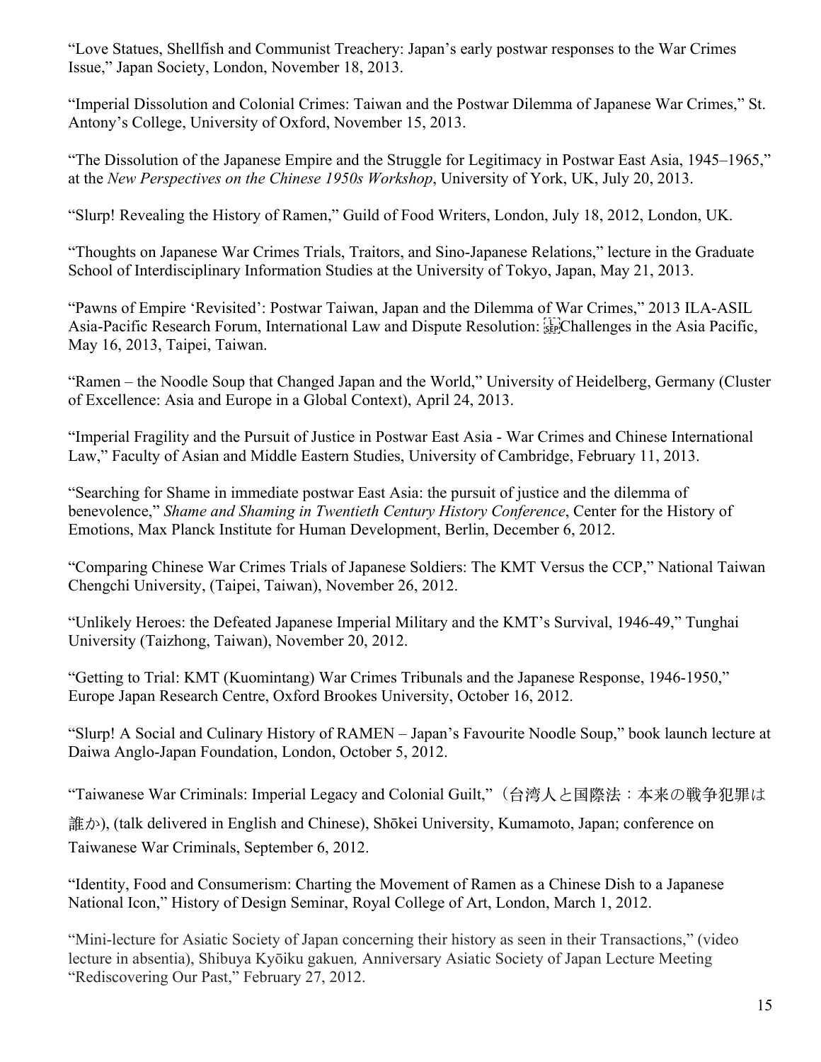"Love Statues, Shellfish and Communist Treachery: Japan's early postwar responses to the War Crimes Issue," Japan Society, London, November 18, 2013.

"Imperial Dissolution and Colonial Crimes: Taiwan and the Postwar Dilemma of Japanese War Crimes," St. Antony's College, University of Oxford, November 15, 2013.

"The Dissolution of the Japanese Empire and the Struggle for Legitimacy in Postwar East Asia, 1945–1965," at the *New Perspectives on the Chinese 1950s Workshop*, University of York, UK, July 20, 2013.

"Slurp! Revealing the History of Ramen," Guild of Food Writers, London, July 18, 2012, London, UK.

"Thoughts on Japanese War Crimes Trials, Traitors, and Sino-Japanese Relations," lecture in the Graduate School of Interdisciplinary Information Studies at the University of Tokyo, Japan, May 21, 2013.

"Pawns of Empire 'Revisited': Postwar Taiwan, Japan and the Dilemma of War Crimes," 2013 ILA-ASIL Asia-Pacific Research Forum, International Law and Dispute Resolution: Challenges in the Asia Pacific, May 16, 2013, Taipei, Taiwan.

"Ramen – the Noodle Soup that Changed Japan and the World," University of Heidelberg, Germany (Cluster of Excellence: Asia and Europe in a Global Context), April 24, 2013.

"Imperial Fragility and the Pursuit of Justice in Postwar East Asia - War Crimes and Chinese International Law," Faculty of Asian and Middle Eastern Studies, University of Cambridge, February 11, 2013.

"Searching for Shame in immediate postwar East Asia: the pursuit of justice and the dilemma of benevolence," *Shame and Shaming in Twentieth Century History Conference*, Center for the History of Emotions, Max Planck Institute for Human Development, Berlin, December 6, 2012.

"Comparing Chinese War Crimes Trials of Japanese Soldiers: The KMT Versus the CCP," National Taiwan Chengchi University, (Taipei, Taiwan), November 26, 2012.

"Unlikely Heroes: the Defeated Japanese Imperial Military and the KMT's Survival, 1946-49," Tunghai University (Taizhong, Taiwan), November 20, 2012.

"Getting to Trial: KMT (Kuomintang) War Crimes Tribunals and the Japanese Response, 1946-1950," Europe Japan Research Centre, Oxford Brookes University, October 16, 2012.

"Slurp! A Social and Culinary History of RAMEN – Japan's Favourite Noodle Soup," book launch lecture at Daiwa Anglo-Japan Foundation, London, October 5, 2012.

"Taiwanese War Criminals: Imperial Legacy and Colonial Guilt,"（台湾人と国際法：本来の戦争犯罪は誰か), (talk delivered in English and Chinese), Shōkei University, Kumamoto, Japan; conference on Taiwanese War Criminals, September 6, 2012.

"Identity, Food and Consumerism: Charting the Movement of Ramen as a Chinese Dish to a Japanese National Icon," History of Design Seminar, Royal College of Art, London, March 1, 2012.

"Mini-lecture for Asiatic Society of Japan concerning their history as seen in their Transactions," (video lecture in absentia), Shibuya Kyōiku gakuen*,* Anniversary Asiatic Society of Japan Lecture Meeting "Rediscovering Our Past," February 27, 2012.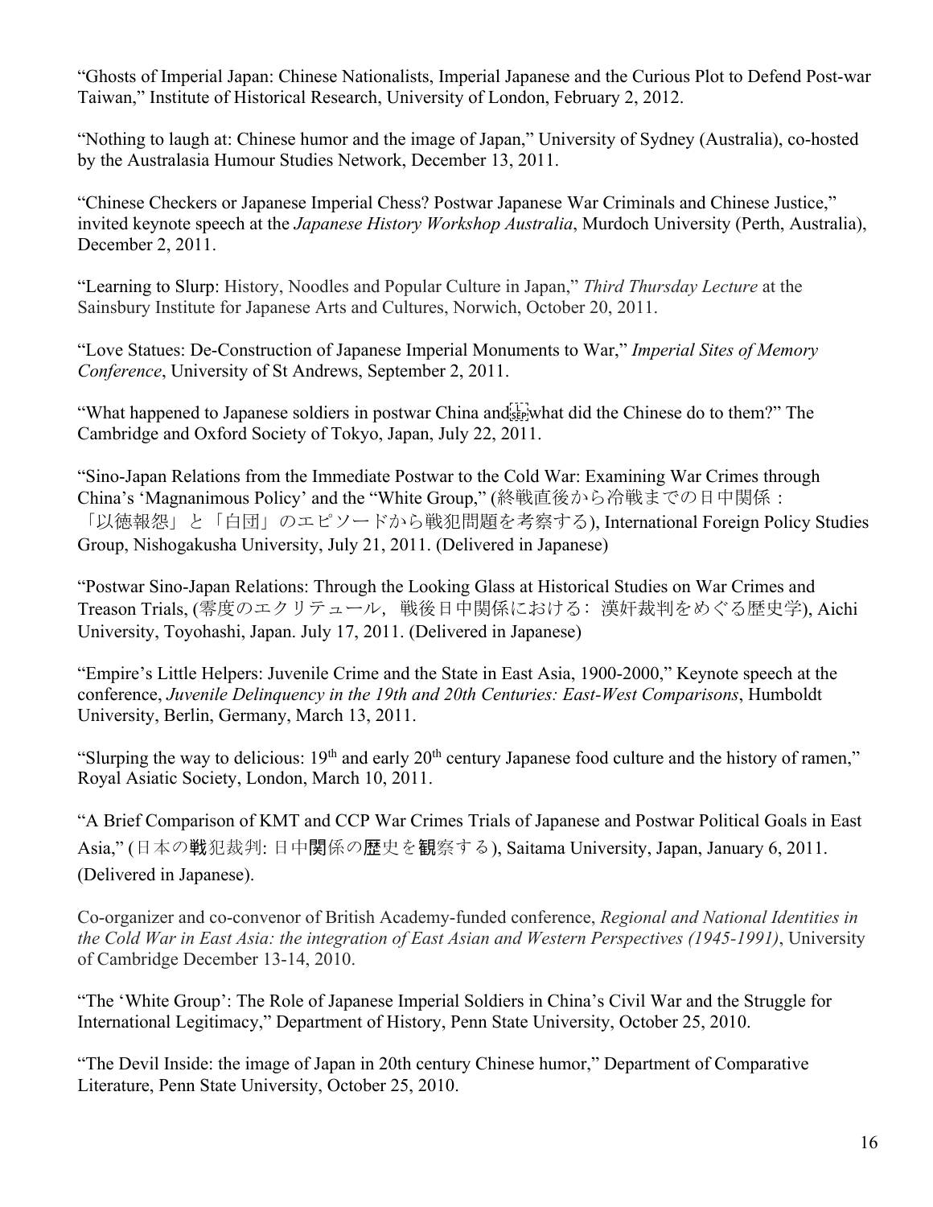"Ghosts of Imperial Japan: Chinese Nationalists, Imperial Japanese and the Curious Plot to Defend Post-war Taiwan," Institute of Historical Research, University of London, February 2, 2012.

"Nothing to laugh at: Chinese humor and the image of Japan," University of Sydney (Australia), co-hosted by the Australasia Humour Studies Network, December 13, 2011.

"Chinese Checkers or Japanese Imperial Chess? Postwar Japanese War Criminals and Chinese Justice," invited keynote speech at the *Japanese History Workshop Australia*, Murdoch University (Perth, Australia), December 2, 2011.

"Learning to Slurp: History, Noodles and Popular Culture in Japan," *Third Thursday Lecture* at the Sainsbury Institute for Japanese Arts and Cultures, Norwich, October 20, 2011.

"Love Statues: De-Construction of Japanese Imperial Monuments to War," *Imperial Sites of Memory Conference*, University of St Andrews, September 2, 2011.

"What happened to Japanese soldiers in postwar China and what did the Chinese do to them?" The Cambridge and Oxford Society of Tokyo, Japan, July 22, 2011.

"Sino-Japan Relations from the Immediate Postwar to the Cold War: Examining War Crimes through China's 'Magnanimous Policy' and the "White Group," (終戦直後から冷戦までの日中関係：「以徳報怨」と「白団」のエピソードから戦犯問題を考察する), International Foreign Policy Studies Group, Nishogakusha University, July 21, 2011. (Delivered in Japanese)

"Postwar Sino-Japan Relations: Through the Looking Glass at Historical Studies on War Crimes and Treason Trials, (零度のエクリテュール，戦後日中関係における：漢奸裁判をめぐる歴史学), Aichi University, Toyohashi, Japan. July 17, 2011. (Delivered in Japanese)

"Empire's Little Helpers: Juvenile Crime and the State in East Asia, 1900-2000," Keynote speech at the conference, *Juvenile Delinquency in the 19th and 20th Centuries: East-West Comparisons*, Humboldt University, Berlin, Germany, March 13, 2011.

"Slurping the way to delicious: 19th and early 20th century Japanese food culture and the history of ramen," Royal Asiatic Society, London, March 10, 2011.

"A Brief Comparison of KMT and CCP War Crimes Trials of Japanese and Postwar Political Goals in East Asia," (日本の戦犯裁判: 日中関係の歴史を観察する), Saitama University, Japan, January 6, 2011. (Delivered in Japanese).

Co-organizer and co-convenor of British Academy-funded conference, *Regional and National Identities in the Cold War in East Asia: the integration of East Asian and Western Perspectives (1945-1991)*, University of Cambridge December 13-14, 2010.

"The 'White Group': The Role of Japanese Imperial Soldiers in China's Civil War and the Struggle for International Legitimacy," Department of History, Penn State University, October 25, 2010.

"The Devil Inside: the image of Japan in 20th century Chinese humor," Department of Comparative Literature, Penn State University, October 25, 2010.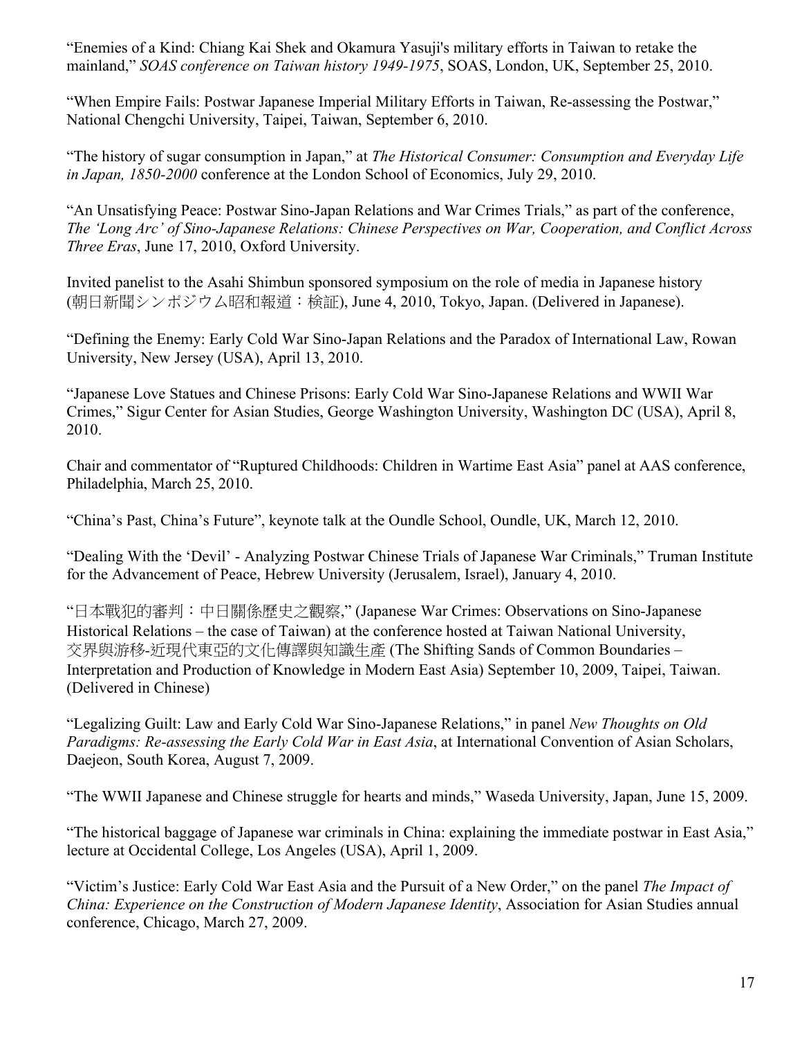"Enemies of a Kind: Chiang Kai Shek and Okamura Yasuji's military efforts in Taiwan to retake the mainland," *SOAS conference on Taiwan history 1949-1975*, SOAS, London, UK, September 25, 2010.

"When Empire Fails: Postwar Japanese Imperial Military Efforts in Taiwan, Re-assessing the Postwar," National Chengchi University, Taipei, Taiwan, September 6, 2010.

"The history of sugar consumption in Japan," at *The Historical Consumer: Consumption and Everyday Life in Japan, 1850-2000* conference at the London School of Economics, July 29, 2010.

"An Unsatisfying Peace: Postwar Sino-Japan Relations and War Crimes Trials," as part of the conference, *The 'Long Arc' of Sino-Japanese Relations: Chinese Perspectives on War, Cooperation, and Conflict Across Three Eras*, June 17, 2010, Oxford University.

Invited panelist to the Asahi Shimbun sponsored symposium on the role of media in Japanese history (朝日新聞シンポジウム昭和報道：検証), June 4, 2010, Tokyo, Japan. (Delivered in Japanese).

"Defining the Enemy: Early Cold War Sino-Japan Relations and the Paradox of International Law, Rowan University, New Jersey (USA), April 13, 2010.

"Japanese Love Statues and Chinese Prisons: Early Cold War Sino-Japanese Relations and WWII War Crimes," Sigur Center for Asian Studies, George Washington University, Washington DC (USA), April 8, 2010.

Chair and commentator of "Ruptured Childhoods: Children in Wartime East Asia" panel at AAS conference, Philadelphia, March 25, 2010.

"China's Past, China's Future", keynote talk at the Oundle School, Oundle, UK, March 12, 2010.

"Dealing With the 'Devil' - Analyzing Postwar Chinese Trials of Japanese War Criminals," Truman Institute for the Advancement of Peace, Hebrew University (Jerusalem, Israel), January 4, 2010.

"日本戰犯的審判：中日關係歷史之觀察," (Japanese War Crimes: Observations on Sino-Japanese Historical Relations – the case of Taiwan) at the conference hosted at Taiwan National University, 交界與游移-近現代東亞的文化傳譯與知識生產 (The Shifting Sands of Common Boundaries – Interpretation and Production of Knowledge in Modern East Asia) September 10, 2009, Taipei, Taiwan. (Delivered in Chinese)

"Legalizing Guilt: Law and Early Cold War Sino-Japanese Relations," in panel *New Thoughts on Old Paradigms: Re-assessing the Early Cold War in East Asia*, at International Convention of Asian Scholars, Daejeon, South Korea, August 7, 2009.

"The WWII Japanese and Chinese struggle for hearts and minds," Waseda University, Japan, June 15, 2009.

"The historical baggage of Japanese war criminals in China: explaining the immediate postwar in East Asia," lecture at Occidental College, Los Angeles (USA), April 1, 2009.

"Victim's Justice: Early Cold War East Asia and the Pursuit of a New Order," on the panel *The Impact of China: Experience on the Construction of Modern Japanese Identity*, Association for Asian Studies annual conference, Chicago, March 27, 2009.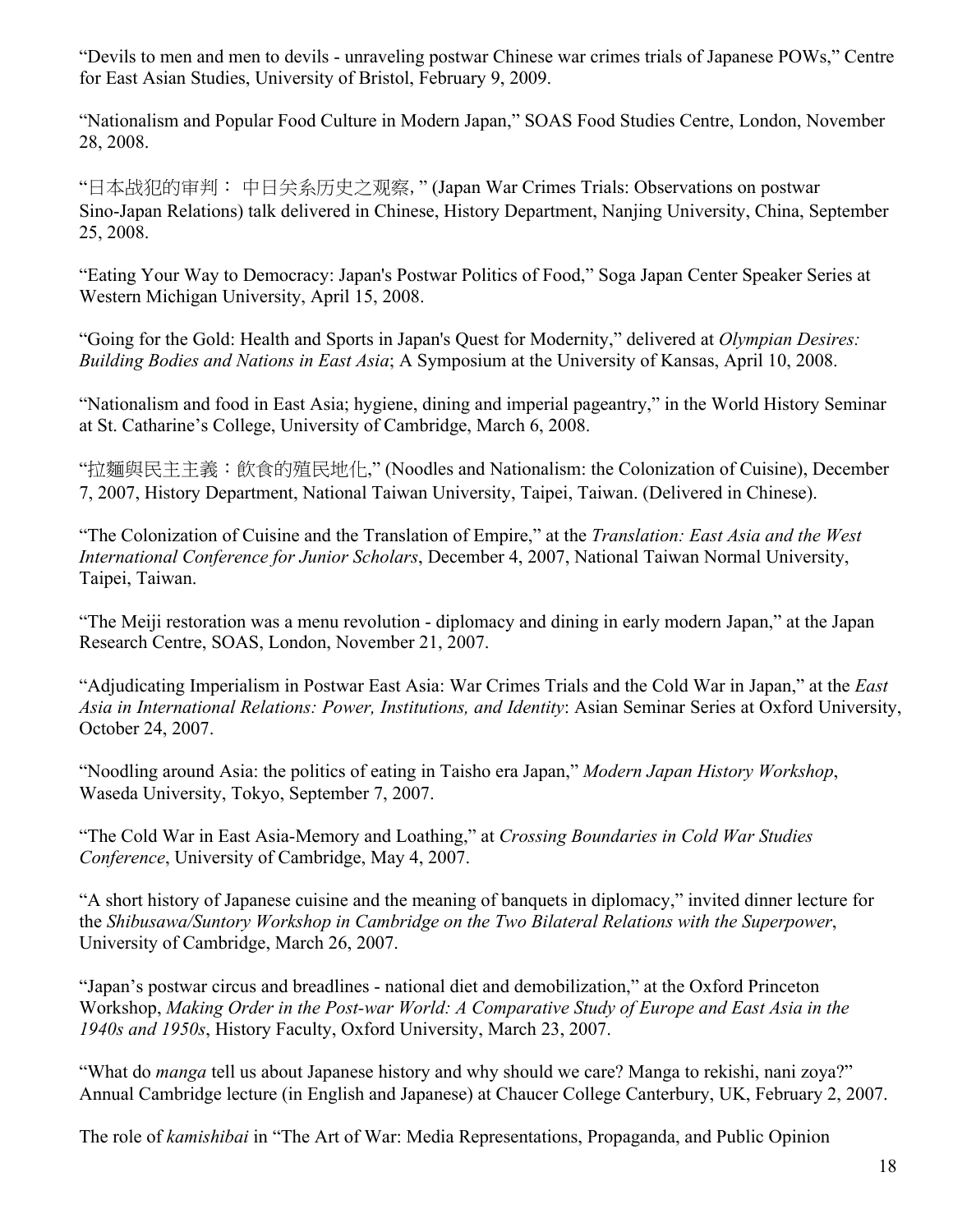"Devils to men and men to devils - unraveling postwar Chinese war crimes trials of Japanese POWs," Centre for East Asian Studies, University of Bristol, February 9, 2009.

"Nationalism and Popular Food Culture in Modern Japan," SOAS Food Studies Centre, London, November 28, 2008.

"日本战犯的审判： 中日关系历史之观察, " (Japan War Crimes Trials: Observations on postwar Sino-Japan Relations) talk delivered in Chinese, History Department, Nanjing University, China, September 25, 2008.

"Eating Your Way to Democracy: Japan's Postwar Politics of Food," Soga Japan Center Speaker Series at Western Michigan University, April 15, 2008.

"Going for the Gold: Health and Sports in Japan's Quest for Modernity," delivered at *Olympian Desires: Building Bodies and Nations in East Asia*; A Symposium at the University of Kansas, April 10, 2008.

"Nationalism and food in East Asia; hygiene, dining and imperial pageantry," in the World History Seminar at St. Catharine's College, University of Cambridge, March 6, 2008.

"拉麵與民主主義：飲食的殖民地化," (Noodles and Nationalism: the Colonization of Cuisine), December 7, 2007, History Department, National Taiwan University, Taipei, Taiwan. (Delivered in Chinese).

"The Colonization of Cuisine and the Translation of Empire," at the *Translation: East Asia and the West International Conference for Junior Scholars*, December 4, 2007, National Taiwan Normal University, Taipei, Taiwan.

"The Meiji restoration was a menu revolution - diplomacy and dining in early modern Japan," at the Japan Research Centre, SOAS, London, November 21, 2007.

"Adjudicating Imperialism in Postwar East Asia: War Crimes Trials and the Cold War in Japan," at the *East Asia in International Relations: Power, Institutions, and Identity*: Asian Seminar Series at Oxford University, October 24, 2007.

"Noodling around Asia: the politics of eating in Taisho era Japan," *Modern Japan History Workshop*, Waseda University, Tokyo, September 7, 2007.

"The Cold War in East Asia-Memory and Loathing," at *Crossing Boundaries in Cold War Studies Conference*, University of Cambridge, May 4, 2007.

"A short history of Japanese cuisine and the meaning of banquets in diplomacy," invited dinner lecture for the *Shibusawa/Suntory Workshop in Cambridge on the Two Bilateral Relations with the Superpower*, University of Cambridge, March 26, 2007.

"Japan's postwar circus and breadlines - national diet and demobilization," at the Oxford Princeton Workshop, *Making Order in the Post-war World: A Comparative Study of Europe and East Asia in the 1940s and 1950s*, History Faculty, Oxford University, March 23, 2007.

"What do *manga* tell us about Japanese history and why should we care? Manga to rekishi, nani zoya?" Annual Cambridge lecture (in English and Japanese) at Chaucer College Canterbury, UK, February 2, 2007.

The role of *kamishibai* in "The Art of War: Media Representations, Propaganda, and Public Opinion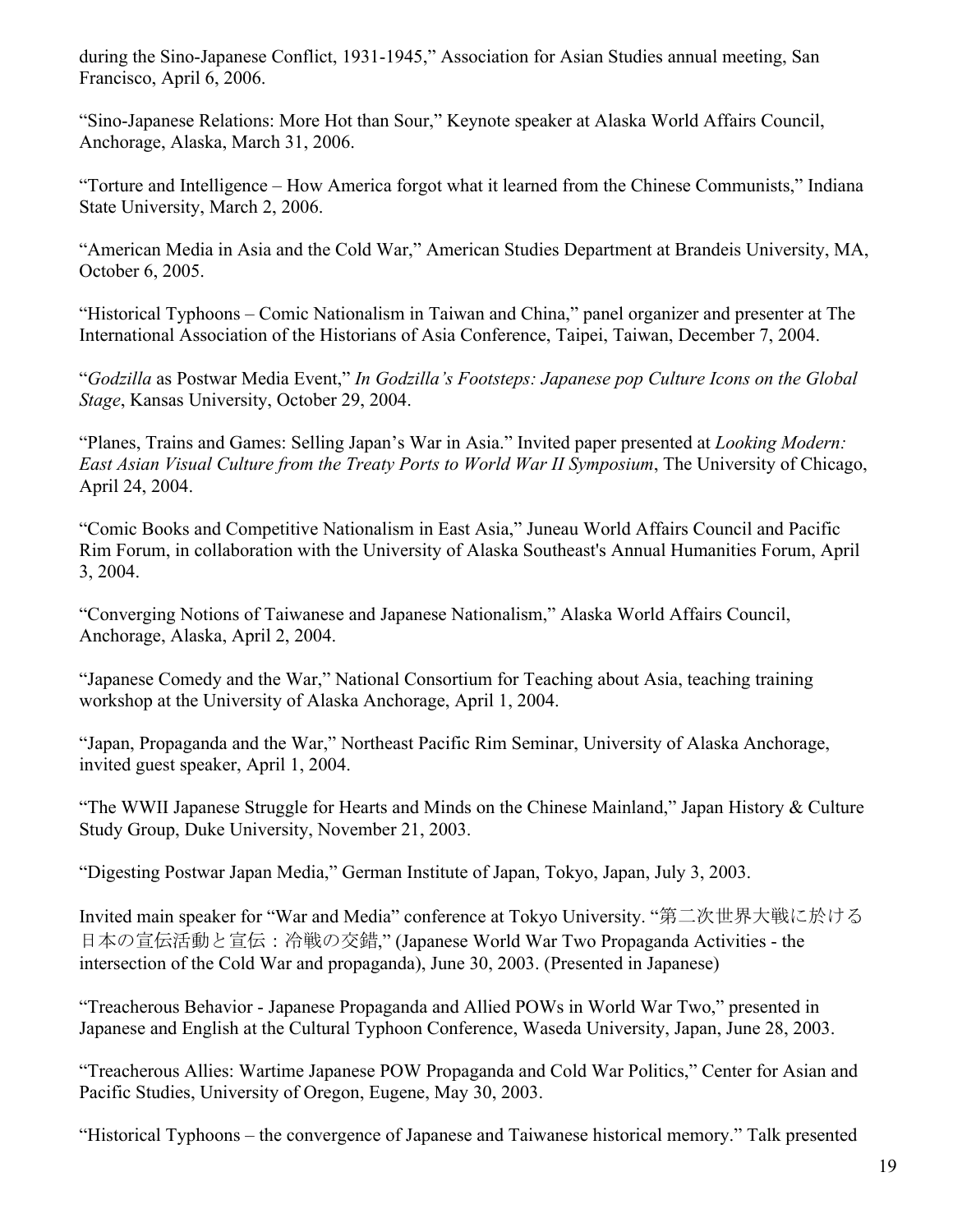during the Sino-Japanese Conflict, 1931-1945," Association for Asian Studies annual meeting, San Francisco, April 6, 2006.

"Sino-Japanese Relations: More Hot than Sour," Keynote speaker at Alaska World Affairs Council, Anchorage, Alaska, March 31, 2006.

"Torture and Intelligence – How America forgot what it learned from the Chinese Communists," Indiana State University, March 2, 2006.

"American Media in Asia and the Cold War," American Studies Department at Brandeis University, MA, October 6, 2005.

"Historical Typhoons – Comic Nationalism in Taiwan and China," panel organizer and presenter at The International Association of the Historians of Asia Conference, Taipei, Taiwan, December 7, 2004.

"*Godzilla* as Postwar Media Event," *In Godzilla's Footsteps: Japanese pop Culture Icons on the Global Stage*, Kansas University, October 29, 2004.

"Planes, Trains and Games: Selling Japan's War in Asia." Invited paper presented at *Looking Modern: East Asian Visual Culture from the Treaty Ports to World War II Symposium*, The University of Chicago, April 24, 2004.

"Comic Books and Competitive Nationalism in East Asia," Juneau World Affairs Council and Pacific Rim Forum, in collaboration with the University of Alaska Southeast's Annual Humanities Forum, April 3, 2004.

"Converging Notions of Taiwanese and Japanese Nationalism," Alaska World Affairs Council, Anchorage, Alaska, April 2, 2004.

"Japanese Comedy and the War," National Consortium for Teaching about Asia, teaching training workshop at the University of Alaska Anchorage, April 1, 2004.

"Japan, Propaganda and the War," Northeast Pacific Rim Seminar, University of Alaska Anchorage, invited guest speaker, April 1, 2004.

"The WWII Japanese Struggle for Hearts and Minds on the Chinese Mainland," Japan History & Culture Study Group, Duke University, November 21, 2003.

"Digesting Postwar Japan Media," German Institute of Japan, Tokyo, Japan, July 3, 2003.

Invited main speaker for "War and Media" conference at Tokyo University. "第二次世界大戦に於ける日本の宣伝活動と宣伝：冷戦の交錯," (Japanese World War Two Propaganda Activities - the intersection of the Cold War and propaganda), June 30, 2003. (Presented in Japanese)

"Treacherous Behavior - Japanese Propaganda and Allied POWs in World War Two," presented in Japanese and English at the Cultural Typhoon Conference, Waseda University, Japan, June 28, 2003.

"Treacherous Allies: Wartime Japanese POW Propaganda and Cold War Politics," Center for Asian and Pacific Studies, University of Oregon, Eugene, May 30, 2003.

"Historical Typhoons – the convergence of Japanese and Taiwanese historical memory." Talk presented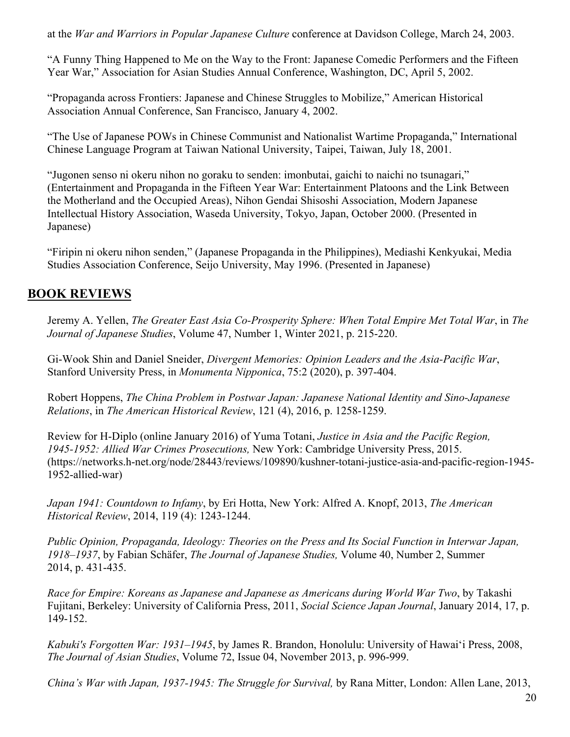at the *War and Warriors in Popular Japanese Culture* conference at Davidson College, March 24, 2003.

"A Funny Thing Happened to Me on the Way to the Front: Japanese Comedic Performers and the Fifteen Year War," Association for Asian Studies Annual Conference, Washington, DC, April 5, 2002.

"Propaganda across Frontiers: Japanese and Chinese Struggles to Mobilize," American Historical Association Annual Conference, San Francisco, January 4, 2002.

"The Use of Japanese POWs in Chinese Communist and Nationalist Wartime Propaganda," International Chinese Language Program at Taiwan National University, Taipei, Taiwan, July 18, 2001.

"Jugonen senso ni okeru nihon no goraku to senden: imonbutai, gaichi to naichi no tsunagari," (Entertainment and Propaganda in the Fifteen Year War: Entertainment Platoons and the Link Between the Motherland and the Occupied Areas), Nihon Gendai Shisoshi Association, Modern Japanese Intellectual History Association, Waseda University, Tokyo, Japan, October 2000. (Presented in Japanese)

"Firipin ni okeru nihon senden," (Japanese Propaganda in the Philippines), Mediashi Kenkyukai, Media Studies Association Conference, Seijo University, May 1996. (Presented in Japanese)

## BOOK REVIEWS

Jeremy A. Yellen, *The Greater East Asia Co-Prosperity Sphere: When Total Empire Met Total War*, in *The Journal of Japanese Studies*, Volume 47, Number 1, Winter 2021, p. 215-220.

Gi-Wook Shin and Daniel Sneider, *Divergent Memories: Opinion Leaders and the Asia-Pacific War*, Stanford University Press, in *Monumenta Nipponica*, 75:2 (2020), p. 397-404.

Robert Hoppens, *The China Problem in Postwar Japan: Japanese National Identity and Sino-Japanese Relations*, in *The American Historical Review*, 121 (4), 2016, p. 1258-1259.

Review for H-Diplo (online January 2016) of Yuma Totani, *Justice in Asia and the Pacific Region, 1945-1952: Allied War Crimes Prosecutions,* New York: Cambridge University Press, 2015. (https://networks.h-net.org/node/28443/reviews/109890/kushner-totani-justice-asia-and-pacific-region-1945-1952-allied-war)

*Japan 1941: Countdown to Infamy*, by Eri Hotta, New York: Alfred A. Knopf, 2013, *The American Historical Review*, 2014, 119 (4): 1243-1244.

*Public Opinion, Propaganda, Ideology: Theories on the Press and Its Social Function in Interwar Japan, 1918–1937*, by Fabian Schäfer, *The Journal of Japanese Studies,* Volume 40, Number 2, Summer 2014, p. 431-435.

*Race for Empire: Koreans as Japanese and Japanese as Americans during World War Two*, by Takashi Fujitani, Berkeley: University of California Press, 2011, *Social Science Japan Journal*, January 2014, 17, p. 149-152.

*Kabuki's Forgotten War: 1931–1945*, by James R. Brandon, Honolulu: University of Hawai'i Press, 2008, *The Journal of Asian Studies*, Volume 72, Issue 04, November 2013, p. 996-999.

*China's War with Japan, 1937-1945: The Struggle for Survival,* by Rana Mitter, London: Allen Lane, 2013,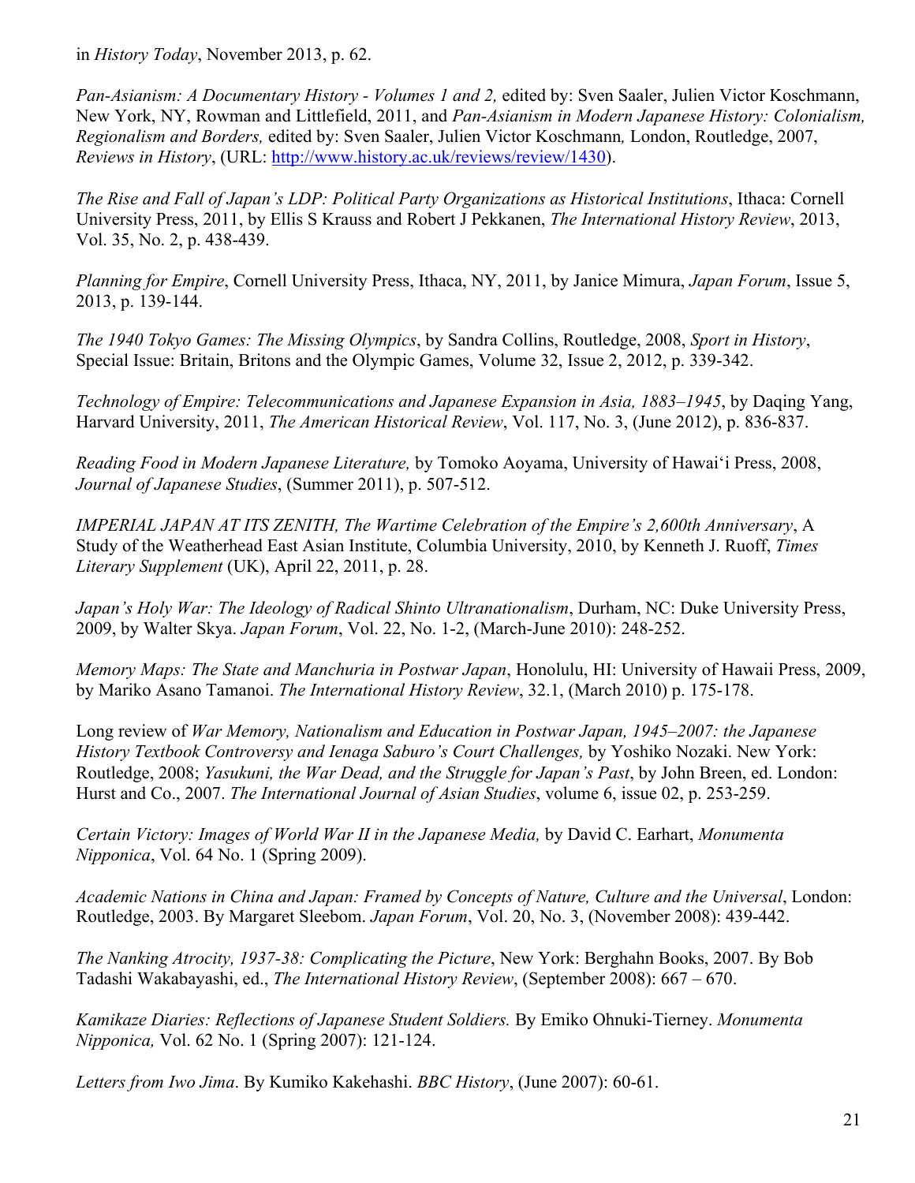in *History Today*, November 2013, p. 62.

*Pan-Asianism: A Documentary History - Volumes 1 and 2,* edited by: Sven Saaler, Julien Victor Koschmann, New York, NY, Rowman and Littlefield, 2011, and *Pan-Asianism in Modern Japanese History: Colonialism, Regionalism and Borders,* edited by: Sven Saaler, Julien Victor Koschmann*,* London, Routledge, 2007, *Reviews in History*, (URL: http://www.history.ac.uk/reviews/review/1430).

*The Rise and Fall of Japan's LDP: Political Party Organizations as Historical Institutions*, Ithaca: Cornell University Press, 2011, by Ellis S Krauss and Robert J Pekkanen, *The International History Review*, 2013, Vol. 35, No. 2, p. 438-439.

*Planning for Empire*, Cornell University Press, Ithaca, NY, 2011, by Janice Mimura, *Japan Forum*, Issue 5, 2013, p. 139-144.

*The 1940 Tokyo Games: The Missing Olympics*, by Sandra Collins, Routledge, 2008, *Sport in History*, Special Issue: Britain, Britons and the Olympic Games, Volume 32, Issue 2, 2012, p. 339-342.

*Technology of Empire: Telecommunications and Japanese Expansion in Asia, 1883–1945*, by Daqing Yang, Harvard University, 2011, *The American Historical Review*, Vol. 117, No. 3, (June 2012), p. 836-837.

*Reading Food in Modern Japanese Literature,* by Tomoko Aoyama, University of Hawai'i Press, 2008, *Journal of Japanese Studies*, (Summer 2011), p. 507-512.

*IMPERIAL JAPAN AT ITS ZENITH, The Wartime Celebration of the Empire's 2,600th Anniversary*, A Study of the Weatherhead East Asian Institute, Columbia University, 2010, by Kenneth J. Ruoff, *Times Literary Supplement* (UK), April 22, 2011, p. 28.

*Japan's Holy War: The Ideology of Radical Shinto Ultranationalism*, Durham, NC: Duke University Press, 2009, by Walter Skya. *Japan Forum*, Vol. 22, No. 1-2, (March-June 2010): 248-252.

*Memory Maps: The State and Manchuria in Postwar Japan*, Honolulu, HI: University of Hawaii Press, 2009, by Mariko Asano Tamanoi. *The International History Review*, 32.1, (March 2010) p. 175-178.

Long review of *War Memory, Nationalism and Education in Postwar Japan, 1945–2007: the Japanese History Textbook Controversy and Ienaga Saburo's Court Challenges,* by Yoshiko Nozaki. New York: Routledge, 2008; *Yasukuni, the War Dead, and the Struggle for Japan's Past*, by John Breen, ed. London: Hurst and Co., 2007. *The International Journal of Asian Studies*, volume 6, issue 02, p. 253-259.

*Certain Victory: Images of World War II in the Japanese Media,* by David C. Earhart, *Monumenta Nipponica*, Vol. 64 No. 1 (Spring 2009).

*Academic Nations in China and Japan: Framed by Concepts of Nature, Culture and the Universal*, London: Routledge, 2003. By Margaret Sleebom. *Japan Forum*, Vol. 20, No. 3, (November 2008): 439-442.

*The Nanking Atrocity, 1937-38: Complicating the Picture*, New York: Berghahn Books, 2007. By Bob Tadashi Wakabayashi, ed., *The International History Review*, (September 2008): 667 – 670.

*Kamikaze Diaries: Reflections of Japanese Student Soldiers.* By Emiko Ohnuki-Tierney. *Monumenta Nipponica,* Vol. 62 No. 1 (Spring 2007): 121-124.

*Letters from Iwo Jima*. By Kumiko Kakehashi. *BBC History*, (June 2007): 60-61.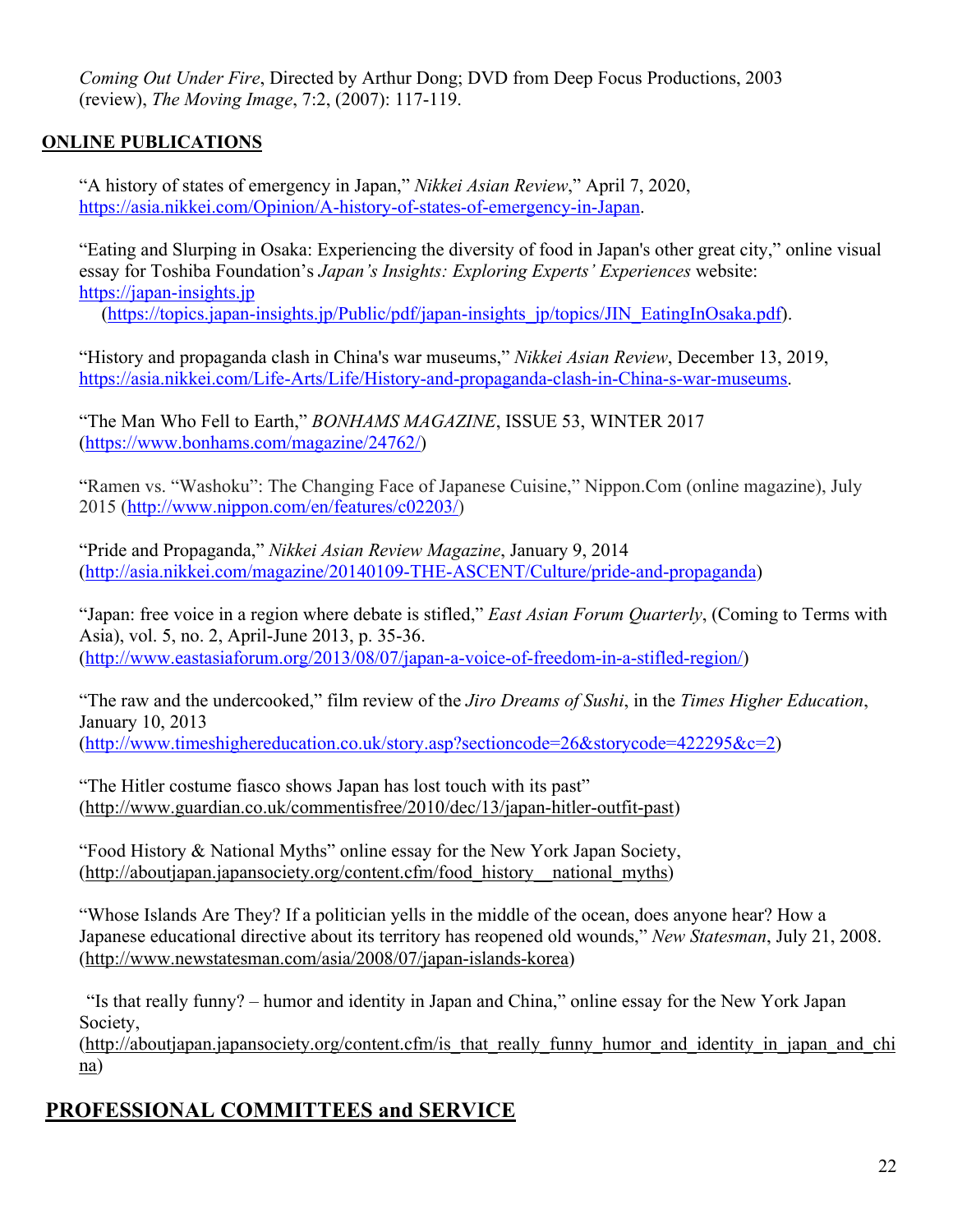*Coming Out Under Fire*, Directed by Arthur Dong; DVD from Deep Focus Productions, 2003 (review), *The Moving Image*, 7:2, (2007): 117-119.

## ONLINE PUBLICATIONS

"A history of states of emergency in Japan," *Nikkei Asian Review*," April 7, 2020, https://asia.nikkei.com/Opinion/A-history-of-states-of-emergency-in-Japan.

"Eating and Slurping in Osaka: Experiencing the diversity of food in Japan's other great city," online visual essay for Toshiba Foundation's *Japan's Insights: Exploring Experts' Experiences* website: https://japan-insights.jp (https://topics.japan-insights.jp/Public/pdf/japan-insights_jp/topics/JIN_EatingInOsaka.pdf).

"History and propaganda clash in China's war museums," *Nikkei Asian Review*, December 13, 2019, https://asia.nikkei.com/Life-Arts/Life/History-and-propaganda-clash-in-China-s-war-museums.

"The Man Who Fell to Earth," *BONHAMS MAGAZINE*, ISSUE 53, WINTER 2017 (https://www.bonhams.com/magazine/24762/)

"Ramen vs. "Washoku": The Changing Face of Japanese Cuisine," Nippon.Com (online magazine), July 2015 (http://www.nippon.com/en/features/c02203/)

"Pride and Propaganda," *Nikkei Asian Review Magazine*, January 9, 2014 (http://asia.nikkei.com/magazine/20140109-THE-ASCENT/Culture/pride-and-propaganda)

"Japan: free voice in a region where debate is stifled," *East Asian Forum Quarterly*, (Coming to Terms with Asia), vol. 5, no. 2, April-June 2013, p. 35-36. (http://www.eastasiaforum.org/2013/08/07/japan-a-voice-of-freedom-in-a-stifled-region/)

"The raw and the undercooked," film review of the *Jiro Dreams of Sushi*, in the *Times Higher Education*, January 10, 2013 (http://www.timeshighereducation.co.uk/story.asp?sectioncode=26&storycode=422295&c=2)

"The Hitler costume fiasco shows Japan has lost touch with its past" (http://www.guardian.co.uk/commentisfree/2010/dec/13/japan-hitler-outfit-past)

"Food History & National Myths" online essay for the New York Japan Society, (http://aboutjapan.japansociety.org/content.cfm/food_history__national_myths)

"Whose Islands Are They? If a politician yells in the middle of the ocean, does anyone hear? How a Japanese educational directive about its territory has reopened old wounds," *New Statesman*, July 21, 2008. (http://www.newstatesman.com/asia/2008/07/japan-islands-korea)

"Is that really funny? – humor and identity in Japan and China," online essay for the New York Japan Society, (http://aboutjapan.japansociety.org/content.cfm/is_that_really_funny_humor_and_identity_in_japan_and_china)

## PROFESSIONAL COMMITTEES and SERVICE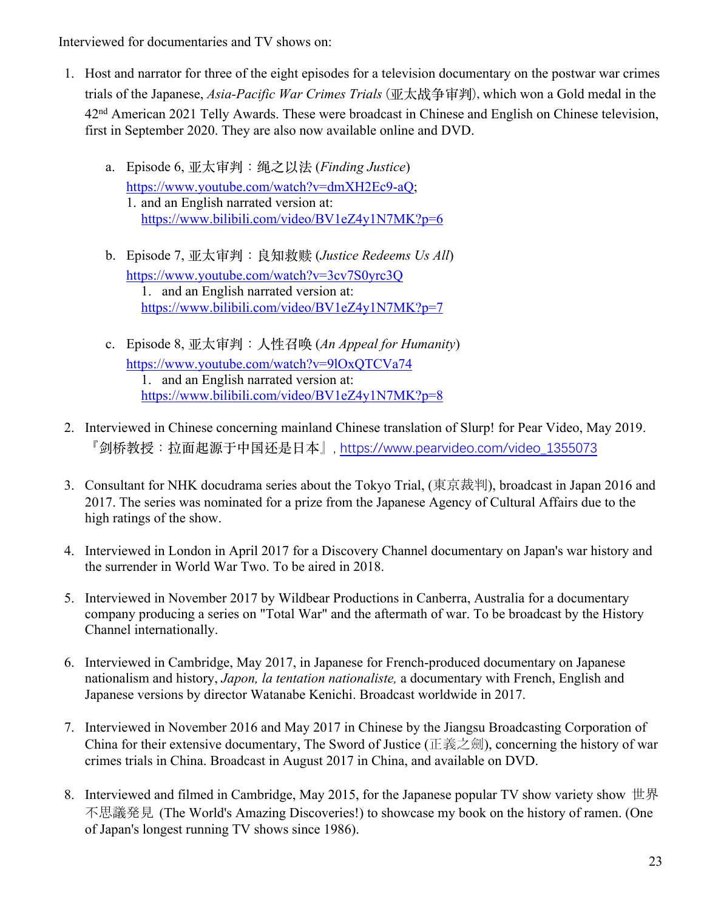Interviewed for documentaries and TV shows on:

1. Host and narrator for three of the eight episodes for a television documentary on the postwar war crimes trials of the Japanese, *Asia-Pacific War Crimes Trials* (亚太战争审判), which won a Gold medal in the 42nd American 2021 Telly Awards. These were broadcast in Chinese and English on Chinese television, first in September 2020. They are also now available online and DVD.

   a. Episode 6, 亚太审判：绳之以法 (*Finding Justice*) https://www.youtube.com/watch?v=dmXH2Ec9-aQ;
      1. and an English narrated version at: https://www.bilibili.com/video/BV1eZ4y1N7MK?p=6

   b. Episode 7, 亚太审判：良知救赎 (*Justice Redeems Us All*) https://www.youtube.com/watch?v=3cv7S0yrc3Q
      1. and an English narrated version at: https://www.bilibili.com/video/BV1eZ4y1N7MK?p=7

   c. Episode 8, 亚太审判：人性召唤 (*An Appeal for Humanity*) https://www.youtube.com/watch?v=9lOxQTCVa74
      1. and an English narrated version at: https://www.bilibili.com/video/BV1eZ4y1N7MK?p=8

2. Interviewed in Chinese concerning mainland Chinese translation of Slurp! for Pear Video, May 2019. 『剑桥教授：拉面起源于中国还是日本』, https://www.pearvideo.com/video_1355073

3. Consultant for NHK docudrama series about the Tokyo Trial, (東京裁判), broadcast in Japan 2016 and 2017. The series was nominated for a prize from the Japanese Agency of Cultural Affairs due to the high ratings of the show.

4. Interviewed in London in April 2017 for a Discovery Channel documentary on Japan's war history and the surrender in World War Two. To be aired in 2018.

5. Interviewed in November 2017 by Wildbear Productions in Canberra, Australia for a documentary company producing a series on "Total War" and the aftermath of war. To be broadcast by the History Channel internationally.

6. Interviewed in Cambridge, May 2017, in Japanese for French-produced documentary on Japanese nationalism and history, *Japon, la tentation nationaliste,* a documentary with French, English and Japanese versions by director Watanabe Kenichi. Broadcast worldwide in 2017.

7. Interviewed in November 2016 and May 2017 in Chinese by the Jiangsu Broadcasting Corporation of China for their extensive documentary, The Sword of Justice (正義之劍), concerning the history of war crimes trials in China. Broadcast in August 2017 in China, and available on DVD.

8. Interviewed and filmed in Cambridge, May 2015, for the Japanese popular TV show variety show 世界不思議発見 (The World's Amazing Discoveries!) to showcase my book on the history of ramen. (One of Japan's longest running TV shows since 1986).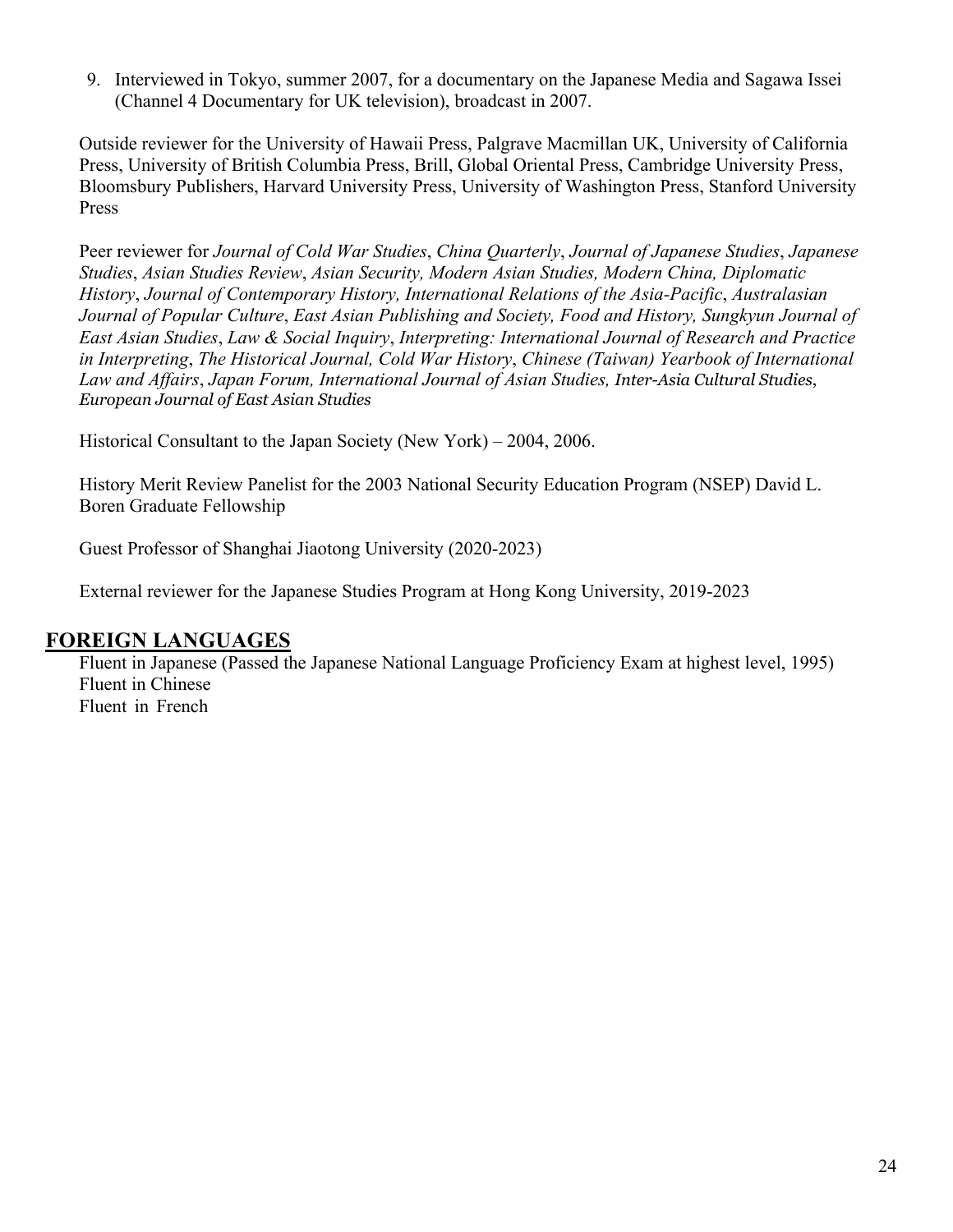9. Interviewed in Tokyo, summer 2007, for a documentary on the Japanese Media and Sagawa Issei (Channel 4 Documentary for UK television), broadcast in 2007.

Outside reviewer for the University of Hawaii Press, Palgrave Macmillan UK, University of California Press, University of British Columbia Press, Brill, Global Oriental Press, Cambridge University Press, Bloomsbury Publishers, Harvard University Press, University of Washington Press, Stanford University Press

Peer reviewer for *Journal of Cold War Studies*, *China Quarterly*, *Journal of Japanese Studies*, *Japanese Studies*, *Asian Studies Review*, *Asian Security, Modern Asian Studies, Modern China, Diplomatic History*, *Journal of Contemporary History, International Relations of the Asia-Pacific*, *Australasian Journal of Popular Culture*, *East Asian Publishing and Society, Food and History, Sungkyun Journal of East Asian Studies*, *Law & Social Inquiry*, *Interpreting: International Journal of Research and Practice in Interpreting*, *The Historical Journal, Cold War History*, *Chinese (Taiwan) Yearbook of International Law and Affairs*, *Japan Forum, International Journal of Asian Studies, Inter-Asia Cultural Studies*, *European Journal of East Asian Studies*

Historical Consultant to the Japan Society (New York) – 2004, 2006.

History Merit Review Panelist for the 2003 National Security Education Program (NSEP) David L. Boren Graduate Fellowship

Guest Professor of Shanghai Jiaotong University (2020-2023)

External reviewer for the Japanese Studies Program at Hong Kong University, 2019-2023

## FOREIGN LANGUAGES

Fluent in Japanese (Passed the Japanese National Language Proficiency Exam at highest level, 1995)
Fluent in Chinese
Fluent in French